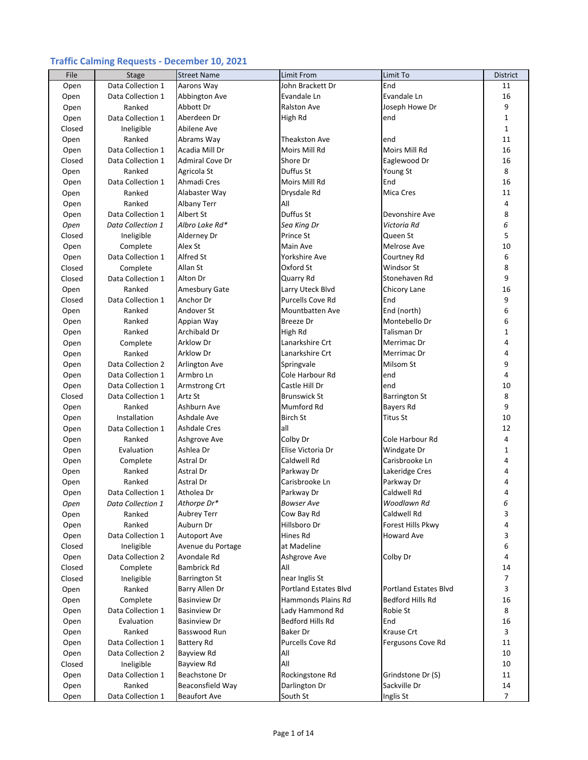## Traffic Calming Requests - December 10, 2021

| File | Stage | Street Name | Limit From | Limit To | District |
|---|---|---|---|---|---|
| Open | Data Collection 1 | Aarons Way | John Brackett Dr | End | 11 |
| Open | Data Collection 1 | Abbington Ave | Evandale Ln | Evandale Ln | 16 |
| Open | Ranked | Abbott Dr | Ralston Ave | Joseph Howe Dr | 9 |
| Open | Data Collection 1 | Aberdeen Dr | High Rd | end | 1 |
| Closed | Ineligible | Abilene Ave | | | 1 |
| Open | Ranked | Abrams Way | Theakston Ave | end | 11 |
| Open | Data Collection 1 | Acadia Mill Dr | Moirs Mill Rd | Moirs Mill Rd | 16 |
| Closed | Data Collection 1 | Admiral Cove Dr | Shore Dr | Eaglewood Dr | 16 |
| Open | Ranked | Agricola St | Duffus St | Young St | 8 |
| Open | Data Collection 1 | Ahmadi Cres | Moirs Mill Rd | End | 16 |
| Open | Ranked | Alabaster Way | Drysdale Rd | Mica Cres | 11 |
| Open | Ranked | Albany Terr | All | | 4 |
| Open | Data Collection 1 | Albert St | Duffus St | Devonshire Ave | 8 |
| *Open* | *Data Collection 1* | *Albro Lake Rd** | *Sea King Dr* | *Victoria Rd* | *6* |
| Closed | Ineligible | Alderney Dr | Prince St | Queen St | 5 |
| Open | Complete | Alex St | Main Ave | Melrose Ave | 10 |
| Open | Data Collection 1 | Alfred St | Yorkshire Ave | Courtney Rd | 6 |
| Closed | Complete | Allan St | Oxford St | Windsor St | 8 |
| Closed | Data Collection 1 | Alton Dr | Quarry Rd | Stonehaven Rd | 9 |
| Open | Ranked | Amesbury Gate | Larry Uteck Blvd | Chicory Lane | 16 |
| Closed | Data Collection 1 | Anchor Dr | Purcells Cove Rd | End | 9 |
| Open | Ranked | Andover St | Mountbatten Ave | End (north) | 6 |
| Open | Ranked | Appian Way | Breeze Dr | Montebello Dr | 6 |
| Open | Ranked | Archibald Dr | High Rd | Talisman Dr | 1 |
| Open | Complete | Arklow Dr | Lanarkshire Crt | Merrimac Dr | 4 |
| Open | Ranked | Arklow Dr | Lanarkshire Crt | Merrimac Dr | 4 |
| Open | Data Collection 2 | Arlington Ave | Springvale | Milsom St | 9 |
| Open | Data Collection 1 | Armbro Ln | Cole Harbour Rd | end | 4 |
| Open | Data Collection 1 | Armstrong Crt | Castle Hill Dr | end | 10 |
| Closed | Data Collection 1 | Artz St | Brunswick St | Barrington St | 8 |
| Open | Ranked | Ashburn Ave | Mumford Rd | Bayers Rd | 9 |
| Open | Installation | Ashdale Ave | Birch St | Titus St | 10 |
| Open | Data Collection 1 | Ashdale Cres | all | | 12 |
| Open | Ranked | Ashgrove Ave | Colby Dr | Cole Harbour Rd | 4 |
| Open | Evaluation | Ashlea Dr | Elise Victoria Dr | Windgate Dr | 1 |
| Open | Complete | Astral Dr | Caldwell Rd | Carisbrooke Ln | 4 |
| Open | Ranked | Astral Dr | Parkway Dr | Lakeridge Cres | 4 |
| Open | Ranked | Astral Dr | Carisbrooke Ln | Parkway Dr | 4 |
| Open | Data Collection 1 | Atholea Dr | Parkway Dr | Caldwell Rd | 4 |
| *Open* | *Data Collection 1* | *Athorpe Dr** | *Bowser Ave* | *Woodlawn Rd* | *6* |
| Open | Ranked | Aubrey Terr | Cow Bay Rd | Caldwell Rd | 3 |
| Open | Ranked | Auburn Dr | Hillsboro Dr | Forest Hills Pkwy | 4 |
| Open | Data Collection 1 | Autoport Ave | Hines Rd | Howard Ave | 3 |
| Closed | Ineligible | Avenue du Portage | at Madeline | | 6 |
| Open | Data Collection 2 | Avondale Rd | Ashgrove Ave | Colby Dr | 4 |
| Closed | Complete | Bambrick Rd | All | | 14 |
| Closed | Ineligible | Barrington St | near Inglis St | | 7 |
| Open | Ranked | Barry Allen Dr | Portland Estates Blvd | Portland Estates Blvd | 3 |
| Open | Complete | Basinview Dr | Hammonds Plains Rd | Bedford Hills Rd | 16 |
| Open | Data Collection 1 | Basinview Dr | Lady Hammond Rd | Robie St | 8 |
| Open | Evaluation | Basinview Dr | Bedford Hills Rd | End | 16 |
| Open | Ranked | Basswood Run | Baker Dr | Krause Crt | 3 |
| Open | Data Collection 1 | Battery Rd | Purcells Cove Rd | Fergusons Cove Rd | 11 |
| Open | Data Collection 2 | Bayview Rd | All | | 10 |
| Closed | Ineligible | Bayview Rd | All | | 10 |
| Open | Data Collection 1 | Beachstone Dr | Rockingstone Rd | Grindstone Dr (S) | 11 |
| Open | Ranked | Beaconsfield Way | Darlington Dr | Sackville Dr | 14 |
| Open | Data Collection 1 | Beaufort Ave | South St | Inglis St | 7 |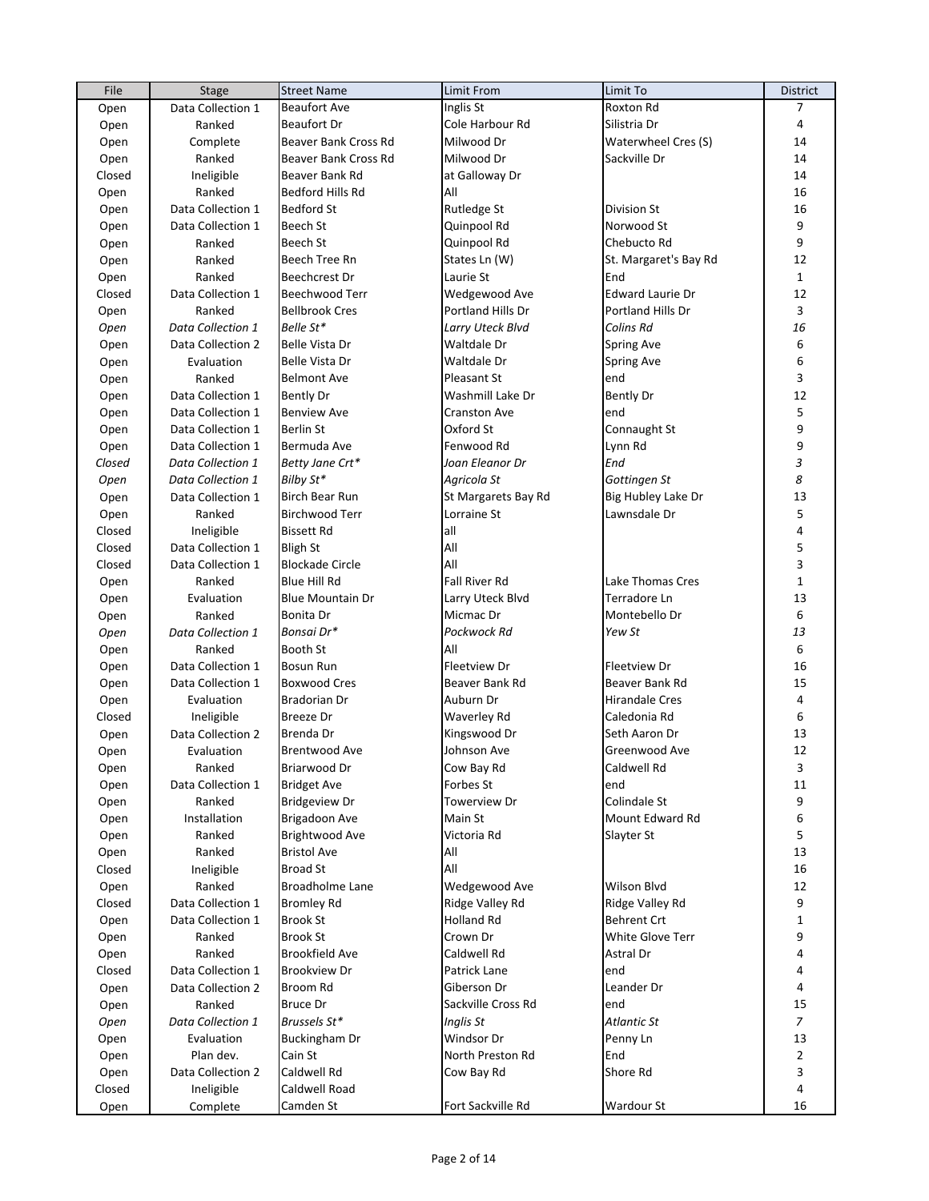| File | Stage | Street Name | Limit From | Limit To | District |
|---|---|---|---|---|---|
| Open | Data Collection 1 | Beaufort Ave | Inglis St | Roxton Rd | 7 |
| Open | Ranked | Beaufort Dr | Cole Harbour Rd | Silistria Dr | 4 |
| Open | Complete | Beaver Bank Cross Rd | Milwood Dr | Waterwheel Cres (S) | 14 |
| Open | Ranked | Beaver Bank Cross Rd | Milwood Dr | Sackville Dr | 14 |
| Closed | Ineligible | Beaver Bank Rd | at Galloway Dr | | 14 |
| Open | Ranked | Bedford Hills Rd | All | | 16 |
| Open | Data Collection 1 | Bedford St | Rutledge St | Division St | 16 |
| Open | Data Collection 1 | Beech St | Quinpool Rd | Norwood St | 9 |
| Open | Ranked | Beech St | Quinpool Rd | Chebucto Rd | 9 |
| Open | Ranked | Beech Tree Rn | States Ln (W) | St. Margaret's Bay Rd | 12 |
| Open | Ranked | Beechcrest Dr | Laurie St | End | 1 |
| Closed | Data Collection 1 | Beechwood Terr | Wedgewood Ave | Edward Laurie Dr | 12 |
| Open | Ranked | Bellbrook Cres | Portland Hills Dr | Portland Hills Dr | 3 |
| *Open* | *Data Collection 1* | *Belle St** | *Larry Uteck Blvd* | *Colins Rd* | *16* |
| Open | Data Collection 2 | Belle Vista Dr | Waltdale Dr | Spring Ave | 6 |
| Open | Evaluation | Belle Vista Dr | Waltdale Dr | Spring Ave | 6 |
| Open | Ranked | Belmont Ave | Pleasant St | end | 3 |
| Open | Data Collection 1 | Bently Dr | Washmill Lake Dr | Bently Dr | 12 |
| Open | Data Collection 1 | Benview Ave | Cranston Ave | end | 5 |
| Open | Data Collection 1 | Berlin St | Oxford St | Connaught St | 9 |
| Open | Data Collection 1 | Bermuda Ave | Fenwood Rd | Lynn Rd | 9 |
| *Closed* | *Data Collection 1* | *Betty Jane Crt** | *Joan Eleanor Dr* | *End* | *3* |
| *Open* | *Data Collection 1* | *Bilby St** | *Agricola St* | *Gottingen St* | *8* |
| Open | Data Collection 1 | Birch Bear Run | St Margarets Bay Rd | Big Hubley Lake Dr | 13 |
| Open | Ranked | Birchwood Terr | Lorraine St | Lawnsdale Dr | 5 |
| Closed | Ineligible | Bissett Rd | all | | 4 |
| Closed | Data Collection 1 | Bligh St | All | | 5 |
| Closed | Data Collection 1 | Blockade Circle | All | | 3 |
| Open | Ranked | Blue Hill Rd | Fall River Rd | Lake Thomas Cres | 1 |
| Open | Evaluation | Blue Mountain Dr | Larry Uteck Blvd | Terradore Ln | 13 |
| Open | Ranked | Bonita Dr | Micmac Dr | Montebello Dr | 6 |
| *Open* | *Data Collection 1* | *Bonsai Dr** | *Pockwock Rd* | *Yew St* | *13* |
| Open | Ranked | Booth St | All | | 6 |
| Open | Data Collection 1 | Bosun Run | Fleetview Dr | Fleetview Dr | 16 |
| Open | Data Collection 1 | Boxwood Cres | Beaver Bank Rd | Beaver Bank Rd | 15 |
| Open | Evaluation | Bradorian Dr | Auburn Dr | Hirandale Cres | 4 |
| Closed | Ineligible | Breeze Dr | Waverley Rd | Caledonia Rd | 6 |
| Open | Data Collection 2 | Brenda Dr | Kingswood Dr | Seth Aaron Dr | 13 |
| Open | Evaluation | Brentwood Ave | Johnson Ave | Greenwood Ave | 12 |
| Open | Ranked | Briarwood Dr | Cow Bay Rd | Caldwell Rd | 3 |
| Open | Data Collection 1 | Bridget Ave | Forbes St | end | 11 |
| Open | Ranked | Bridgeview Dr | Towerview Dr | Colindale St | 9 |
| Open | Installation | Brigadoon Ave | Main St | Mount Edward Rd | 6 |
| Open | Ranked | Brightwood Ave | Victoria Rd | Slayter St | 5 |
| Open | Ranked | Bristol Ave | All | | 13 |
| Closed | Ineligible | Broad St | All | | 16 |
| Open | Ranked | Broadholme Lane | Wedgewood Ave | Wilson Blvd | 12 |
| Closed | Data Collection 1 | Bromley Rd | Ridge Valley Rd | Ridge Valley Rd | 9 |
| Open | Data Collection 1 | Brook St | Holland Rd | Behrent Crt | 1 |
| Open | Ranked | Brook St | Crown Dr | White Glove Terr | 9 |
| Open | Ranked | Brookfield Ave | Caldwell Rd | Astral Dr | 4 |
| Closed | Data Collection 1 | Brookview Dr | Patrick Lane | end | 4 |
| Open | Data Collection 2 | Broom Rd | Giberson Dr | Leander Dr | 4 |
| Open | Ranked | Bruce Dr | Sackville Cross Rd | end | 15 |
| *Open* | *Data Collection 1* | *Brussels St** | *Inglis St* | *Atlantic St* | *7* |
| Open | Evaluation | Buckingham Dr | Windsor Dr | Penny Ln | 13 |
| Open | Plan dev. | Cain St | North Preston Rd | End | 2 |
| Open | Data Collection 2 | Caldwell Rd | Cow Bay Rd | Shore Rd | 3 |
| Closed | Ineligible | Caldwell Road | | | 4 |
| Open | Complete | Camden St | Fort Sackville Rd | Wardour St | 16 |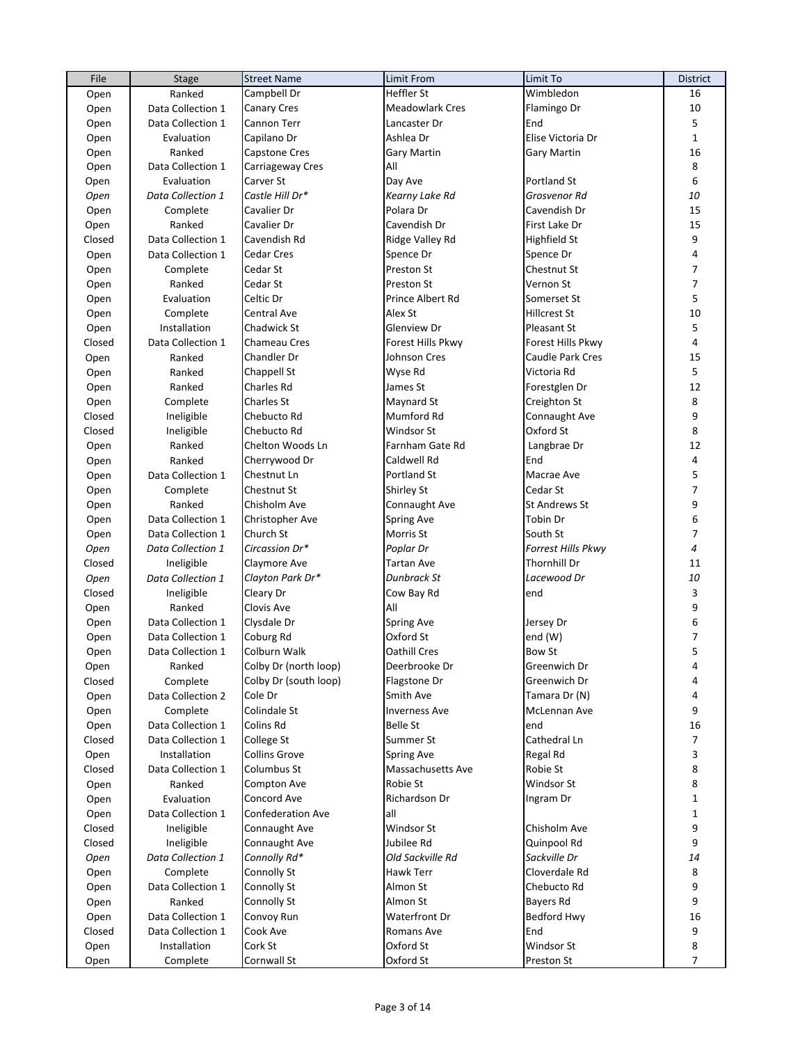| File | Stage | Street Name | Limit From | Limit To | District |
|---|---|---|---|---|---|
| Open | Ranked | Campbell Dr | Heffler St | Wimbledon | 16 |
| Open | Data Collection 1 | Canary Cres | Meadowlark Cres | Flamingo Dr | 10 |
| Open | Data Collection 1 | Cannon Terr | Lancaster Dr | End | 5 |
| Open | Evaluation | Capilano Dr | Ashlea Dr | Elise Victoria Dr | 1 |
| Open | Ranked | Capstone Cres | Gary Martin | Gary Martin | 16 |
| Open | Data Collection 1 | Carriageway Cres | All | | 8 |
| Open | Evaluation | Carver St | Day Ave | Portland St | 6 |
| *Open* | *Data Collection 1* | *Castle Hill Dr** | *Kearny Lake Rd* | *Grosvenor Rd* | *10* |
| Open | Complete | Cavalier Dr | Polara Dr | Cavendish Dr | 15 |
| Open | Ranked | Cavalier Dr | Cavendish Dr | First Lake Dr | 15 |
| Closed | Data Collection 1 | Cavendish Rd | Ridge Valley Rd | Highfield St | 9 |
| Open | Data Collection 1 | Cedar Cres | Spence Dr | Spence Dr | 4 |
| Open | Complete | Cedar St | Preston St | Chestnut St | 7 |
| Open | Ranked | Cedar St | Preston St | Vernon St | 7 |
| Open | Evaluation | Celtic Dr | Prince Albert Rd | Somerset St | 5 |
| Open | Complete | Central Ave | Alex St | Hillcrest St | 10 |
| Open | Installation | Chadwick St | Glenview Dr | Pleasant St | 5 |
| Closed | Data Collection 1 | Chameau Cres | Forest Hills Pkwy | Forest Hills Pkwy | 4 |
| Open | Ranked | Chandler Dr | Johnson Cres | Caudle Park Cres | 15 |
| Open | Ranked | Chappell St | Wyse Rd | Victoria Rd | 5 |
| Open | Ranked | Charles Rd | James St | Forestglen Dr | 12 |
| Open | Complete | Charles St | Maynard St | Creighton St | 8 |
| Closed | Ineligible | Chebucto Rd | Mumford Rd | Connaught Ave | 9 |
| Closed | Ineligible | Chebucto Rd | Windsor St | Oxford St | 8 |
| Open | Ranked | Chelton Woods Ln | Farnham Gate Rd | Langbrae Dr | 12 |
| Open | Ranked | Cherrywood Dr | Caldwell Rd | End | 4 |
| Open | Data Collection 1 | Chestnut Ln | Portland St | Macrae Ave | 5 |
| Open | Complete | Chestnut St | Shirley St | Cedar St | 7 |
| Open | Ranked | Chisholm Ave | Connaught Ave | St Andrews St | 9 |
| Open | Data Collection 1 | Christopher Ave | Spring Ave | Tobin Dr | 6 |
| Open | Data Collection 1 | Church St | Morris St | South St | 7 |
| *Open* | *Data Collection 1* | *Circassion Dr** | *Poplar Dr* | *Forrest Hills Pkwy* | *4* |
| Closed | Ineligible | Claymore Ave | Tartan Ave | Thornhill Dr | 11 |
| *Open* | *Data Collection 1* | *Clayton Park Dr** | *Dunbrack St* | *Lacewood Dr* | *10* |
| Closed | Ineligible | Cleary Dr | Cow Bay Rd | end | 3 |
| Open | Ranked | Clovis Ave | All | | 9 |
| Open | Data Collection 1 | Clysdale Dr | Spring Ave | Jersey Dr | 6 |
| Open | Data Collection 1 | Coburg Rd | Oxford St | end (W) | 7 |
| Open | Data Collection 1 | Colburn Walk | Oathill Cres | Bow St | 5 |
| Open | Ranked | Colby Dr (north loop) | Deerbrooke Dr | Greenwich Dr | 4 |
| Closed | Complete | Colby Dr (south loop) | Flagstone Dr | Greenwich Dr | 4 |
| Open | Data Collection 2 | Cole Dr | Smith Ave | Tamara Dr (N) | 4 |
| Open | Complete | Colindale St | Inverness Ave | McLennan Ave | 9 |
| Open | Data Collection 1 | Colins Rd | Belle St | end | 16 |
| Closed | Data Collection 1 | College St | Summer St | Cathedral Ln | 7 |
| Open | Installation | Collins Grove | Spring Ave | Regal Rd | 3 |
| Closed | Data Collection 1 | Columbus St | Massachusetts Ave | Robie St | 8 |
| Open | Ranked | Compton Ave | Robie St | Windsor St | 8 |
| Open | Evaluation | Concord Ave | Richardson Dr | Ingram Dr | 1 |
| Open | Data Collection 1 | Confederation Ave | all | | 1 |
| Closed | Ineligible | Connaught Ave | Windsor St | Chisholm Ave | 9 |
| Closed | Ineligible | Connaught Ave | Jubilee Rd | Quinpool Rd | 9 |
| *Open* | *Data Collection 1* | *Connolly Rd** | *Old Sackville Rd* | *Sackville Dr* | *14* |
| Open | Complete | Connolly St | Hawk Terr | Cloverdale Rd | 8 |
| Open | Data Collection 1 | Connolly St | Almon St | Chebucto Rd | 9 |
| Open | Ranked | Connolly St | Almon St | Bayers Rd | 9 |
| Open | Data Collection 1 | Convoy Run | Waterfront Dr | Bedford Hwy | 16 |
| Closed | Data Collection 1 | Cook Ave | Romans Ave | End | 9 |
| Open | Installation | Cork St | Oxford St | Windsor St | 8 |
| Open | Complete | Cornwall St | Oxford St | Preston St | 7 |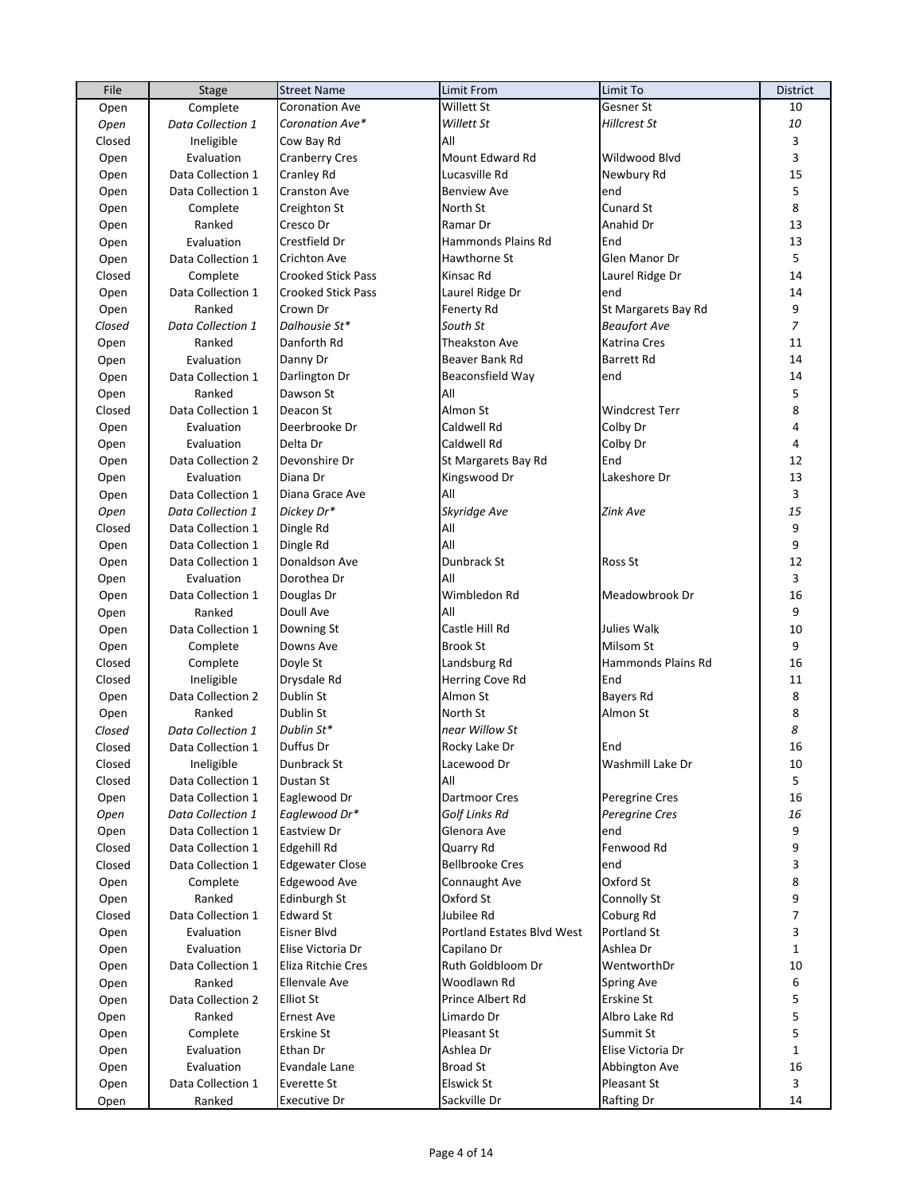| File | Stage | Street Name | Limit From | Limit To | District |
|---|---|---|---|---|---|
| Open | Complete | Coronation Ave | Willett St | Gesner St | 10 |
| *Open* | *Data Collection 1* | *Coronation Ave** | *Willett St* | *Hillcrest St* | *10* |
| Closed | Ineligible | Cow Bay Rd | All | | 3 |
| Open | Evaluation | Cranberry Cres | Mount Edward Rd | Wildwood Blvd | 3 |
| Open | Data Collection 1 | Cranley Rd | Lucasville Rd | Newbury Rd | 15 |
| Open | Data Collection 1 | Cranston Ave | Benview Ave | end | 5 |
| Open | Complete | Creighton St | North St | Cunard St | 8 |
| Open | Ranked | Cresco Dr | Ramar Dr | Anahid Dr | 13 |
| Open | Evaluation | Crestfield Dr | Hammonds Plains Rd | End | 13 |
| Open | Data Collection 1 | Crichton Ave | Hawthorne St | Glen Manor Dr | 5 |
| Closed | Complete | Crooked Stick Pass | Kinsac Rd | Laurel Ridge Dr | 14 |
| Open | Data Collection 1 | Crooked Stick Pass | Laurel Ridge Dr | end | 14 |
| Open | Ranked | Crown Dr | Fenerty Rd | St Margarets Bay Rd | 9 |
| *Closed* | *Data Collection 1* | *Dalhousie St** | *South St* | *Beaufort Ave* | *7* |
| Open | Ranked | Danforth Rd | Theakston Ave | Katrina Cres | 11 |
| Open | Evaluation | Danny Dr | Beaver Bank Rd | Barrett Rd | 14 |
| Open | Data Collection 1 | Darlington Dr | Beaconsfield Way | end | 14 |
| Open | Ranked | Dawson St | All | | 5 |
| Closed | Data Collection 1 | Deacon St | Almon St | Windcrest Terr | 8 |
| Open | Evaluation | Deerbrooke Dr | Caldwell Rd | Colby Dr | 4 |
| Open | Evaluation | Delta Dr | Caldwell Rd | Colby Dr | 4 |
| Open | Data Collection 2 | Devonshire Dr | St Margarets Bay Rd | End | 12 |
| Open | Evaluation | Diana Dr | Kingswood Dr | Lakeshore Dr | 13 |
| Open | Data Collection 1 | Diana Grace Ave | All | | 3 |
| *Open* | *Data Collection 1* | *Dickey Dr** | *Skyridge Ave* | *Zink Ave* | *15* |
| Closed | Data Collection 1 | Dingle Rd | All | | 9 |
| Open | Data Collection 1 | Dingle Rd | All | | 9 |
| Open | Data Collection 1 | Donaldson Ave | Dunbrack St | Ross St | 12 |
| Open | Evaluation | Dorothea Dr | All | | 3 |
| Open | Data Collection 1 | Douglas Dr | Wimbledon Rd | Meadowbrook Dr | 16 |
| Open | Ranked | Doull Ave | All | | 9 |
| Open | Data Collection 1 | Downing St | Castle Hill Rd | Julies Walk | 10 |
| Open | Complete | Downs Ave | Brook St | Milsom St | 9 |
| Closed | Complete | Doyle St | Landsburg Rd | Hammonds Plains Rd | 16 |
| Closed | Ineligible | Drysdale Rd | Herring Cove Rd | End | 11 |
| Open | Data Collection 2 | Dublin St | Almon St | Bayers Rd | 8 |
| Open | Ranked | Dublin St | North St | Almon St | 8 |
| *Closed* | *Data Collection 1* | *Dublin St** | *near Willow St* | | *8* |
| Closed | Data Collection 1 | Duffus Dr | Rocky Lake Dr | End | 16 |
| Closed | Ineligible | Dunbrack St | Lacewood Dr | Washmill Lake Dr | 10 |
| Closed | Data Collection 1 | Dustan St | All | | 5 |
| Open | Data Collection 1 | Eaglewood Dr | Dartmoor Cres | Peregrine Cres | 16 |
| *Open* | *Data Collection 1* | *Eaglewood Dr** | *Golf Links Rd* | *Peregrine Cres* | *16* |
| Open | Data Collection 1 | Eastview Dr | Glenora Ave | end | 9 |
| Closed | Data Collection 1 | Edgehill Rd | Quarry Rd | Fenwood Rd | 9 |
| Closed | Data Collection 1 | Edgewater Close | Bellbrooke Cres | end | 3 |
| Open | Complete | Edgewood Ave | Connaught Ave | Oxford St | 8 |
| Open | Ranked | Edinburgh St | Oxford St | Connolly St | 9 |
| Closed | Data Collection 1 | Edward St | Jubilee Rd | Coburg Rd | 7 |
| Open | Evaluation | Eisner Blvd | Portland Estates Blvd West | Portland St | 3 |
| Open | Evaluation | Elise Victoria Dr | Capilano Dr | Ashlea Dr | 1 |
| Open | Data Collection 1 | Eliza Ritchie Cres | Ruth Goldbloom Dr | WentworthDr | 10 |
| Open | Ranked | Ellenvale Ave | Woodlawn Rd | Spring Ave | 6 |
| Open | Data Collection 2 | Elliot St | Prince Albert Rd | Erskine St | 5 |
| Open | Ranked | Ernest Ave | Limardo Dr | Albro Lake Rd | 5 |
| Open | Complete | Erskine St | Pleasant St | Summit St | 5 |
| Open | Evaluation | Ethan Dr | Ashlea Dr | Elise Victoria Dr | 1 |
| Open | Evaluation | Evandale Lane | Broad St | Abbington Ave | 16 |
| Open | Data Collection 1 | Everette St | Elswick St | Pleasant St | 3 |
| Open | Ranked | Executive Dr | Sackville Dr | Rafting Dr | 14 |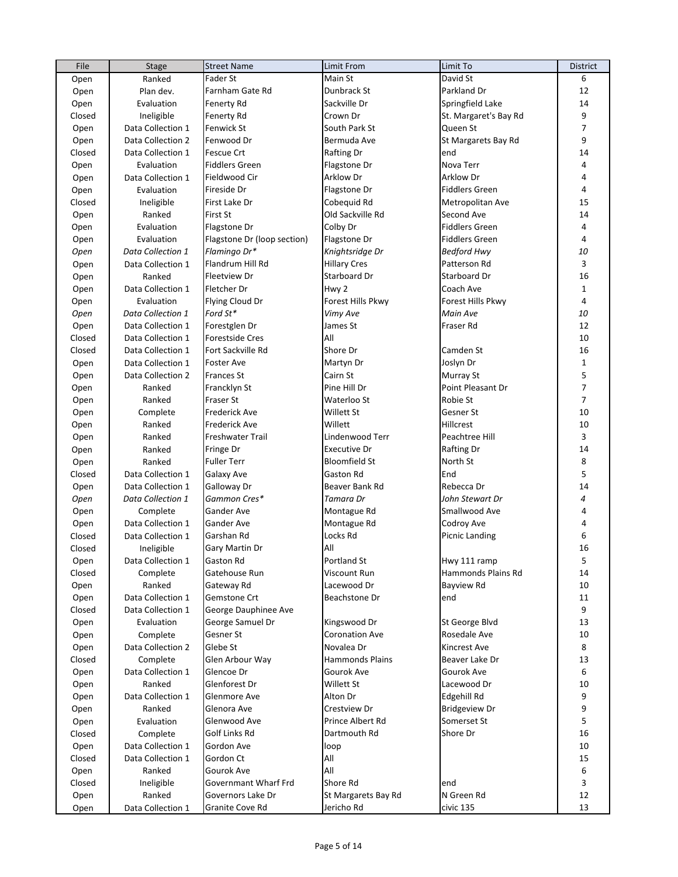| File | Stage | Street Name | Limit From | Limit To | District |
|---|---|---|---|---|---|
| Open | Ranked | Fader St | Main St | David St | 6 |
| Open | Plan dev. | Farnham Gate Rd | Dunbrack St | Parkland Dr | 12 |
| Open | Evaluation | Fenerty Rd | Sackville Dr | Springfield Lake | 14 |
| Closed | Ineligible | Fenerty Rd | Crown Dr | St. Margaret's Bay Rd | 9 |
| Open | Data Collection 1 | Fenwick St | South Park St | Queen St | 7 |
| Open | Data Collection 2 | Fenwood Dr | Bermuda Ave | St Margarets Bay Rd | 9 |
| Closed | Data Collection 1 | Fescue Crt | Rafting Dr | end | 14 |
| Open | Evaluation | Fiddlers Green | Flagstone Dr | Nova Terr | 4 |
| Open | Data Collection 1 | Fieldwood Cir | Arklow Dr | Arklow Dr | 4 |
| Open | Evaluation | Fireside Dr | Flagstone Dr | Fiddlers Green | 4 |
| Closed | Ineligible | First Lake Dr | Cobequid Rd | Metropolitan Ave | 15 |
| Open | Ranked | First St | Old Sackville Rd | Second Ave | 14 |
| Open | Evaluation | Flagstone Dr | Colby Dr | Fiddlers Green | 4 |
| Open | Evaluation | Flagstone Dr (loop section) | Flagstone Dr | Fiddlers Green | 4 |
| *Open* | *Data Collection 1* | *Flamingo Dr** | *Knightsridge Dr* | *Bedford Hwy* | *10* |
| Open | Data Collection 1 | Flandrum Hill Rd | Hillary Cres | Patterson Rd | 3 |
| Open | Ranked | Fleetview Dr | Starboard Dr | Starboard Dr | 16 |
| Open | Data Collection 1 | Fletcher Dr | Hwy 2 | Coach Ave | 1 |
| Open | Evaluation | Flying Cloud Dr | Forest Hills Pkwy | Forest Hills Pkwy | 4 |
| *Open* | *Data Collection 1* | *Ford St** | *Vimy Ave* | *Main Ave* | *10* |
| Open | Data Collection 1 | Forestglen Dr | James St | Fraser Rd | 12 |
| Closed | Data Collection 1 | Forestside Cres | All | | 10 |
| Closed | Data Collection 1 | Fort Sackville Rd | Shore Dr | Camden St | 16 |
| Open | Data Collection 1 | Foster Ave | Martyn Dr | Joslyn Dr | 1 |
| Open | Data Collection 2 | Frances St | Cairn St | Murray St | 5 |
| Open | Ranked | Francklyn St | Pine Hill Dr | Point Pleasant Dr | 7 |
| Open | Ranked | Fraser St | Waterloo St | Robie St | 7 |
| Open | Complete | Frederick Ave | Willett St | Gesner St | 10 |
| Open | Ranked | Frederick Ave | Willett | Hillcrest | 10 |
| Open | Ranked | Freshwater Trail | Lindenwood Terr | Peachtree Hill | 3 |
| Open | Ranked | Fringe Dr | Executive Dr | Rafting Dr | 14 |
| Open | Ranked | Fuller Terr | Bloomfield St | North St | 8 |
| Closed | Data Collection 1 | Galaxy Ave | Gaston Rd | End | 5 |
| Open | Data Collection 1 | Galloway Dr | Beaver Bank Rd | Rebecca Dr | 14 |
| *Open* | *Data Collection 1* | *Gammon Cres** | *Tamara Dr* | *John Stewart Dr* | *4* |
| Open | Complete | Gander Ave | Montague Rd | Smallwood Ave | 4 |
| Open | Data Collection 1 | Gander Ave | Montague Rd | Codroy Ave | 4 |
| Closed | Data Collection 1 | Garshan Rd | Locks Rd | Picnic Landing | 6 |
| Closed | Ineligible | Gary Martin Dr | All | | 16 |
| Open | Data Collection 1 | Gaston Rd | Portland St | Hwy 111 ramp | 5 |
| Closed | Complete | Gatehouse Run | Viscount Run | Hammonds Plains Rd | 14 |
| Open | Ranked | Gateway Rd | Lacewood Dr | Bayview Rd | 10 |
| Open | Data Collection 1 | Gemstone Crt | Beachstone Dr | end | 11 |
| Closed | Data Collection 1 | George Dauphinee Ave | | | 9 |
| Open | Evaluation | George Samuel Dr | Kingswood Dr | St George Blvd | 13 |
| Open | Complete | Gesner St | Coronation Ave | Rosedale Ave | 10 |
| Open | Data Collection 2 | Glebe St | Novalea Dr | Kincrest Ave | 8 |
| Closed | Complete | Glen Arbour Way | Hammonds Plains | Beaver Lake Dr | 13 |
| Open | Data Collection 1 | Glencoe Dr | Gourok Ave | Gourok Ave | 6 |
| Open | Ranked | Glenforest Dr | Willett St | Lacewood Dr | 10 |
| Open | Data Collection 1 | Glenmore Ave | Alton Dr | Edgehill Rd | 9 |
| Open | Ranked | Glenora Ave | Crestview Dr | Bridgeview Dr | 9 |
| Open | Evaluation | Glenwood Ave | Prince Albert Rd | Somerset St | 5 |
| Closed | Complete | Golf Links Rd | Dartmouth Rd | Shore Dr | 16 |
| Open | Data Collection 1 | Gordon Ave | loop | | 10 |
| Closed | Data Collection 1 | Gordon Ct | All | | 15 |
| Open | Ranked | Gourok Ave | All | | 6 |
| Closed | Ineligible | Governmant Wharf Frd | Shore Rd | end | 3 |
| Open | Ranked | Governors Lake Dr | St Margarets Bay Rd | N Green Rd | 12 |
| Open | Data Collection 1 | Granite Cove Rd | Jericho Rd | civic 135 | 13 |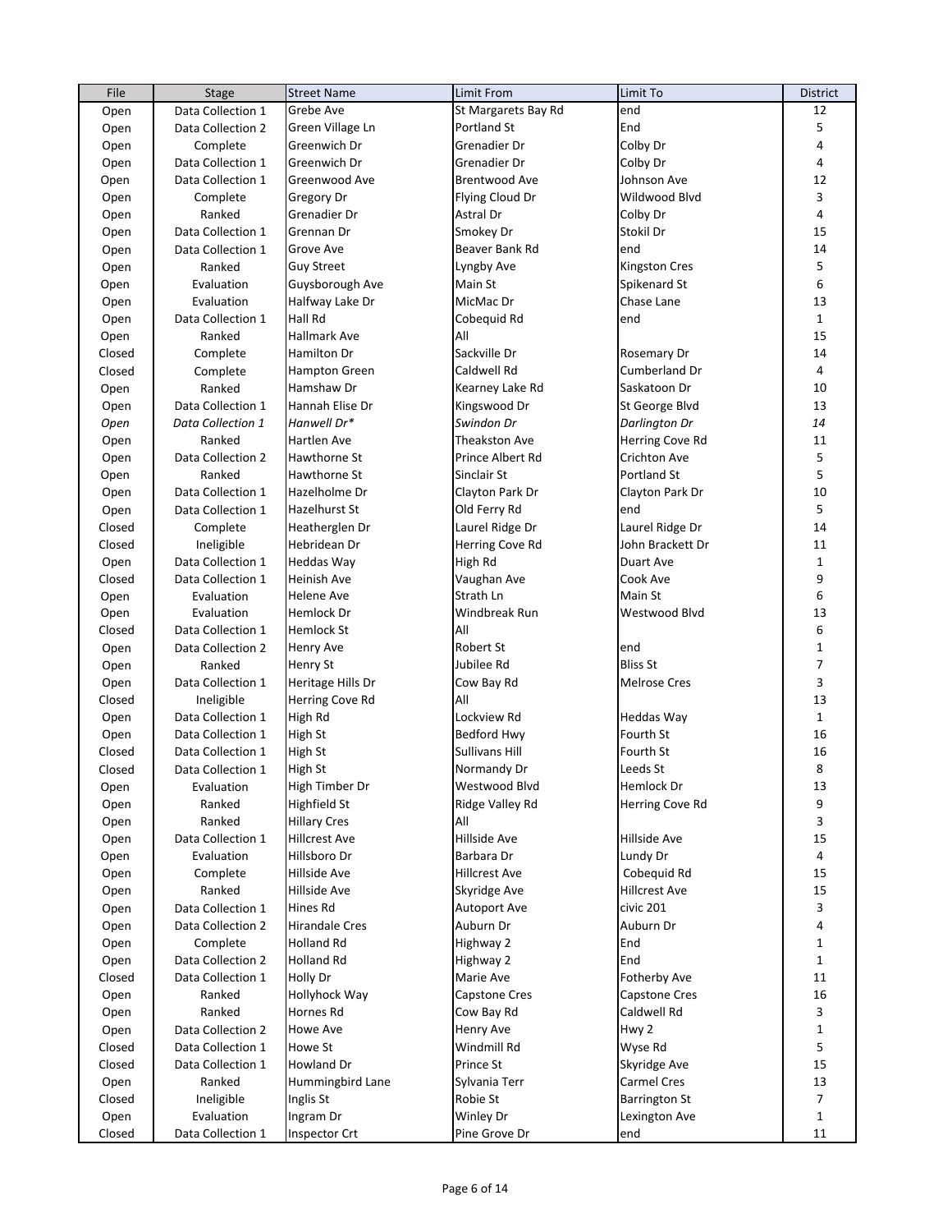| File | Stage | Street Name | Limit From | Limit To | District |
|---|---|---|---|---|---|
| Open | Data Collection 1 | Grebe Ave | St Margarets Bay Rd | end | 12 |
| Open | Data Collection 2 | Green Village Ln | Portland St | End | 5 |
| Open | Complete | Greenwich Dr | Grenadier Dr | Colby Dr | 4 |
| Open | Data Collection 1 | Greenwich Dr | Grenadier Dr | Colby Dr | 4 |
| Open | Data Collection 1 | Greenwood Ave | Brentwood Ave | Johnson Ave | 12 |
| Open | Complete | Gregory Dr | Flying Cloud Dr | Wildwood Blvd | 3 |
| Open | Ranked | Grenadier Dr | Astral Dr | Colby Dr | 4 |
| Open | Data Collection 1 | Grennan Dr | Smokey Dr | Stokil Dr | 15 |
| Open | Data Collection 1 | Grove Ave | Beaver Bank Rd | end | 14 |
| Open | Ranked | Guy Street | Lyngby Ave | Kingston Cres | 5 |
| Open | Evaluation | Guysborough Ave | Main St | Spikenard St | 6 |
| Open | Evaluation | Halfway Lake Dr | MicMac Dr | Chase Lane | 13 |
| Open | Data Collection 1 | Hall Rd | Cobequid Rd | end | 1 |
| Open | Ranked | Hallmark Ave | All | | 15 |
| Closed | Complete | Hamilton Dr | Sackville Dr | Rosemary Dr | 14 |
| Closed | Complete | Hampton Green | Caldwell Rd | Cumberland Dr | 4 |
| Open | Ranked | Hamshaw Dr | Kearney Lake Rd | Saskatoon Dr | 10 |
| Open | Data Collection 1 | Hannah Elise Dr | Kingswood Dr | St George Blvd | 13 |
| *Open* | *Data Collection 1* | *Hanwell Dr** | *Swindon Dr* | *Darlington Dr* | *14* |
| Open | Ranked | Hartlen Ave | Theakston Ave | Herring Cove Rd | 11 |
| Open | Data Collection 2 | Hawthorne St | Prince Albert Rd | Crichton Ave | 5 |
| Open | Ranked | Hawthorne St | Sinclair St | Portland St | 5 |
| Open | Data Collection 1 | Hazelholme Dr | Clayton Park Dr | Clayton Park Dr | 10 |
| Open | Data Collection 1 | Hazelhurst St | Old Ferry Rd | end | 5 |
| Closed | Complete | Heatherglen Dr | Laurel Ridge Dr | Laurel Ridge Dr | 14 |
| Closed | Ineligible | Hebridean Dr | Herring Cove Rd | John Brackett Dr | 11 |
| Open | Data Collection 1 | Heddas Way | High Rd | Duart Ave | 1 |
| Closed | Data Collection 1 | Heinish Ave | Vaughan Ave | Cook Ave | 9 |
| Open | Evaluation | Helene Ave | Strath Ln | Main St | 6 |
| Open | Evaluation | Hemlock Dr | Windbreak Run | Westwood Blvd | 13 |
| Closed | Data Collection 1 | Hemlock St | All | | 6 |
| Open | Data Collection 2 | Henry Ave | Robert St | end | 1 |
| Open | Ranked | Henry St | Jubilee Rd | Bliss St | 7 |
| Open | Data Collection 1 | Heritage Hills Dr | Cow Bay Rd | Melrose Cres | 3 |
| Closed | Ineligible | Herring Cove Rd | All | | 13 |
| Open | Data Collection 1 | High Rd | Lockview Rd | Heddas Way | 1 |
| Open | Data Collection 1 | High St | Bedford Hwy | Fourth St | 16 |
| Closed | Data Collection 1 | High St | Sullivans Hill | Fourth St | 16 |
| Closed | Data Collection 1 | High St | Normandy Dr | Leeds St | 8 |
| Open | Evaluation | High Timber Dr | Westwood Blvd | Hemlock Dr | 13 |
| Open | Ranked | Highfield St | Ridge Valley Rd | Herring Cove Rd | 9 |
| Open | Ranked | Hillary Cres | All | | 3 |
| Open | Data Collection 1 | Hillcrest Ave | Hillside Ave | Hillside Ave | 15 |
| Open | Evaluation | Hillsboro Dr | Barbara Dr | Lundy Dr | 4 |
| Open | Complete | Hillside Ave | Hillcrest Ave | Cobequid Rd | 15 |
| Open | Ranked | Hillside Ave | Skyridge Ave | Hillcrest Ave | 15 |
| Open | Data Collection 1 | Hines Rd | Autoport Ave | civic 201 | 3 |
| Open | Data Collection 2 | Hirandale Cres | Auburn Dr | Auburn Dr | 4 |
| Open | Complete | Holland Rd | Highway 2 | End | 1 |
| Open | Data Collection 2 | Holland Rd | Highway 2 | End | 1 |
| Closed | Data Collection 1 | Holly Dr | Marie Ave | Fotherby Ave | 11 |
| Open | Ranked | Hollyhock Way | Capstone Cres | Capstone Cres | 16 |
| Open | Ranked | Hornes Rd | Cow Bay Rd | Caldwell Rd | 3 |
| Open | Data Collection 2 | Howe Ave | Henry Ave | Hwy 2 | 1 |
| Closed | Data Collection 1 | Howe St | Windmill Rd | Wyse Rd | 5 |
| Closed | Data Collection 1 | Howland Dr | Prince St | Skyridge Ave | 15 |
| Open | Ranked | Hummingbird Lane | Sylvania Terr | Carmel Cres | 13 |
| Closed | Ineligible | Inglis St | Robie St | Barrington St | 7 |
| Open | Evaluation | Ingram Dr | Winley Dr | Lexington Ave | 1 |
| Closed | Data Collection 1 | Inspector Crt | Pine Grove Dr | end | 11 |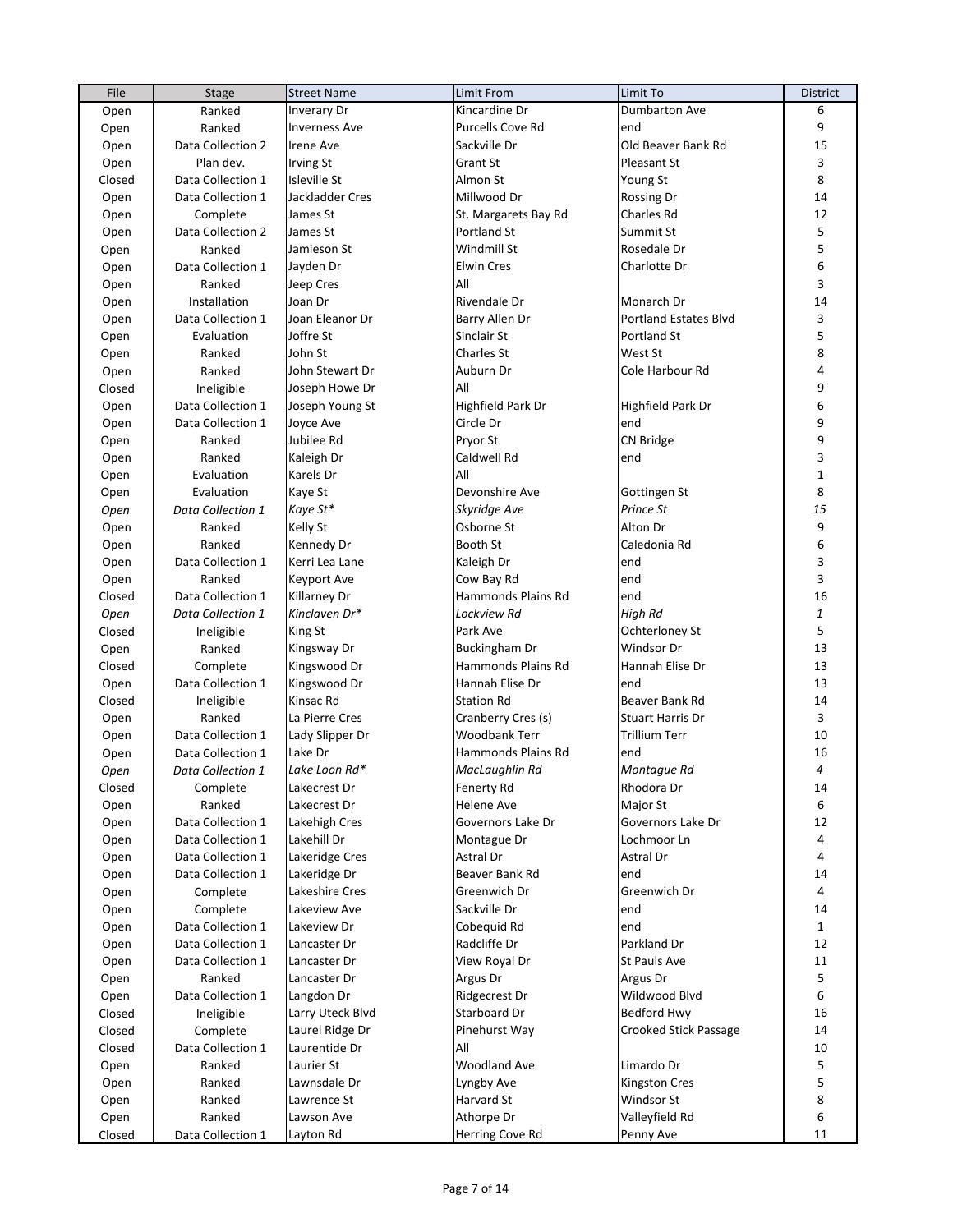| File | Stage | Street Name | Limit From | Limit To | District |
|---|---|---|---|---|---|
| Open | Ranked | Inverary Dr | Kincardine Dr | Dumbarton Ave | 6 |
| Open | Ranked | Inverness Ave | Purcells Cove Rd | end | 9 |
| Open | Data Collection 2 | Irene Ave | Sackville Dr | Old Beaver Bank Rd | 15 |
| Open | Plan dev. | Irving St | Grant St | Pleasant St | 3 |
| Closed | Data Collection 1 | Isleville St | Almon St | Young St | 8 |
| Open | Data Collection 1 | Jackladder Cres | Millwood Dr | Rossing Dr | 14 |
| Open | Complete | James St | St. Margarets Bay Rd | Charles Rd | 12 |
| Open | Data Collection 2 | James St | Portland St | Summit St | 5 |
| Open | Ranked | Jamieson St | Windmill St | Rosedale Dr | 5 |
| Open | Data Collection 1 | Jayden Dr | Elwin Cres | Charlotte Dr | 6 |
| Open | Ranked | Jeep Cres | All | | 3 |
| Open | Installation | Joan Dr | Rivendale Dr | Monarch Dr | 14 |
| Open | Data Collection 1 | Joan Eleanor Dr | Barry Allen Dr | Portland Estates Blvd | 3 |
| Open | Evaluation | Joffre St | Sinclair St | Portland St | 5 |
| Open | Ranked | John St | Charles St | West St | 8 |
| Open | Ranked | John Stewart Dr | Auburn Dr | Cole Harbour Rd | 4 |
| Closed | Ineligible | Joseph Howe Dr | All | | 9 |
| Open | Data Collection 1 | Joseph Young St | Highfield Park Dr | Highfield Park Dr | 6 |
| Open | Data Collection 1 | Joyce Ave | Circle Dr | end | 9 |
| Open | Ranked | Jubilee Rd | Pryor St | CN Bridge | 9 |
| Open | Ranked | Kaleigh Dr | Caldwell Rd | end | 3 |
| Open | Evaluation | Karels Dr | All | | 1 |
| Open | Evaluation | Kaye St | Devonshire Ave | Gottingen St | 8 |
| *Open* | *Data Collection 1* | *Kaye St** | *Skyridge Ave* | *Prince St* | *15* |
| Open | Ranked | Kelly St | Osborne St | Alton Dr | 9 |
| Open | Ranked | Kennedy Dr | Booth St | Caledonia Rd | 6 |
| Open | Data Collection 1 | Kerri Lea Lane | Kaleigh Dr | end | 3 |
| Open | Ranked | Keyport Ave | Cow Bay Rd | end | 3 |
| Closed | Data Collection 1 | Killarney Dr | Hammonds Plains Rd | end | 16 |
| *Open* | *Data Collection 1* | *Kinclaven Dr** | *Lockview Rd* | *High Rd* | *1* |
| Closed | Ineligible | King St | Park Ave | Ochterloney St | 5 |
| Open | Ranked | Kingsway Dr | Buckingham Dr | Windsor Dr | 13 |
| Closed | Complete | Kingswood Dr | Hammonds Plains Rd | Hannah Elise Dr | 13 |
| Open | Data Collection 1 | Kingswood Dr | Hannah Elise Dr | end | 13 |
| Closed | Ineligible | Kinsac Rd | Station Rd | Beaver Bank Rd | 14 |
| Open | Ranked | La Pierre Cres | Cranberry Cres (s) | Stuart Harris Dr | 3 |
| Open | Data Collection 1 | Lady Slipper Dr | Woodbank Terr | Trillium Terr | 10 |
| Open | Data Collection 1 | Lake Dr | Hammonds Plains Rd | end | 16 |
| *Open* | *Data Collection 1* | *Lake Loon Rd** | *MacLaughlin Rd* | *Montague Rd* | *4* |
| Closed | Complete | Lakecrest Dr | Fenerty Rd | Rhodora Dr | 14 |
| Open | Ranked | Lakecrest Dr | Helene Ave | Major St | 6 |
| Open | Data Collection 1 | Lakehigh Cres | Governors Lake Dr | Governors Lake Dr | 12 |
| Open | Data Collection 1 | Lakehill Dr | Montague Dr | Lochmoor Ln | 4 |
| Open | Data Collection 1 | Lakeridge Cres | Astral Dr | Astral Dr | 4 |
| Open | Data Collection 1 | Lakeridge Dr | Beaver Bank Rd | end | 14 |
| Open | Complete | Lakeshire Cres | Greenwich Dr | Greenwich Dr | 4 |
| Open | Complete | Lakeview Ave | Sackville Dr | end | 14 |
| Open | Data Collection 1 | Lakeview Dr | Cobequid Rd | end | 1 |
| Open | Data Collection 1 | Lancaster Dr | Radcliffe Dr | Parkland Dr | 12 |
| Open | Data Collection 1 | Lancaster Dr | View Royal Dr | St Pauls Ave | 11 |
| Open | Ranked | Lancaster Dr | Argus Dr | Argus Dr | 5 |
| Open | Data Collection 1 | Langdon Dr | Ridgecrest Dr | Wildwood Blvd | 6 |
| Closed | Ineligible | Larry Uteck Blvd | Starboard Dr | Bedford Hwy | 16 |
| Closed | Complete | Laurel Ridge Dr | Pinehurst Way | Crooked Stick Passage | 14 |
| Closed | Data Collection 1 | Laurentide Dr | All | | 10 |
| Open | Ranked | Laurier St | Woodland Ave | Limardo Dr | 5 |
| Open | Ranked | Lawnsdale Dr | Lyngby Ave | Kingston Cres | 5 |
| Open | Ranked | Lawrence St | Harvard St | Windsor St | 8 |
| Open | Ranked | Lawson Ave | Athorpe Dr | Valleyfield Rd | 6 |
| Closed | Data Collection 1 | Layton Rd | Herring Cove Rd | Penny Ave | 11 |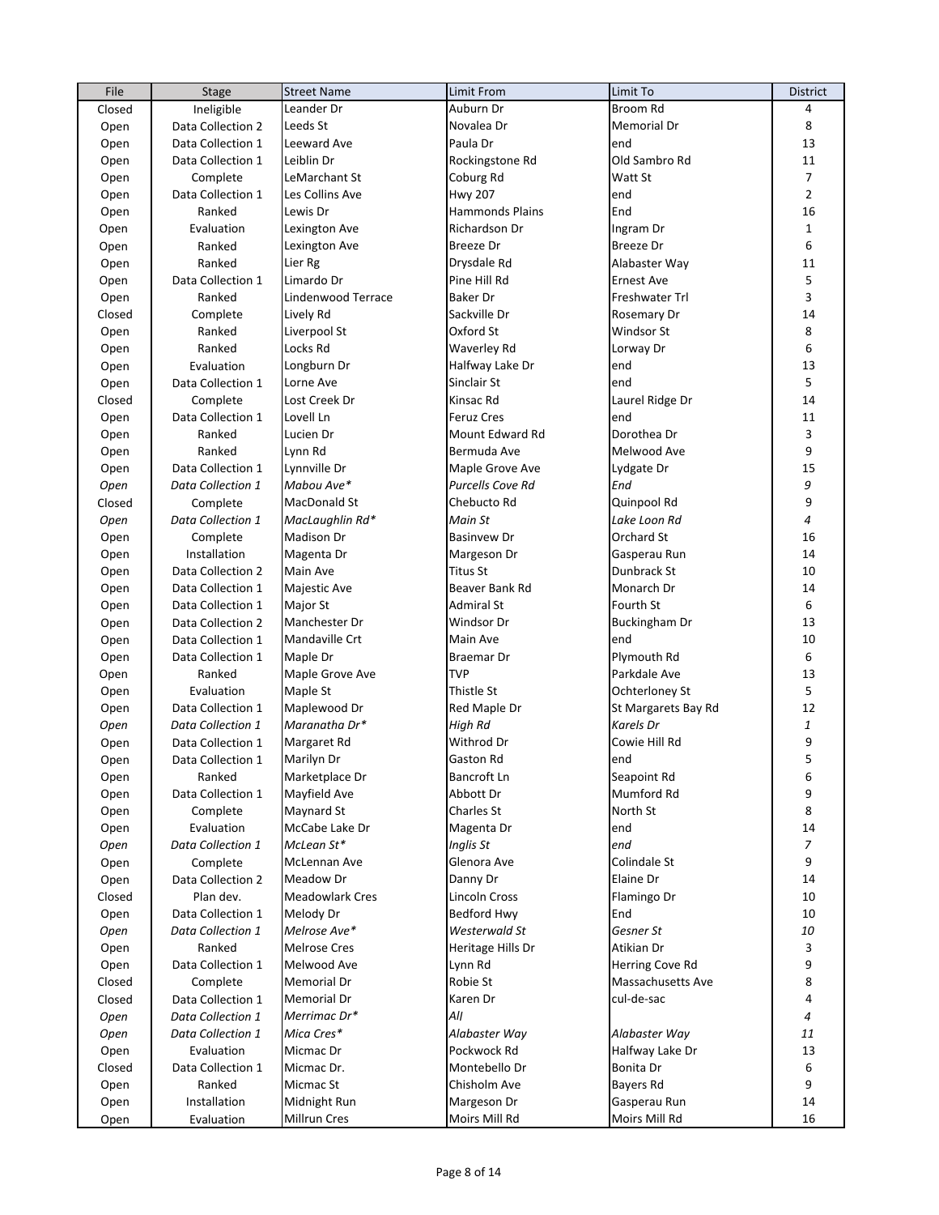| File | Stage | Street Name | Limit From | Limit To | District |
|---|---|---|---|---|---|
| Closed | Ineligible | Leander Dr | Auburn Dr | Broom Rd | 4 |
| Open | Data Collection 2 | Leeds St | Novalea Dr | Memorial Dr | 8 |
| Open | Data Collection 1 | Leeward Ave | Paula Dr | end | 13 |
| Open | Data Collection 1 | Leiblin Dr | Rockingstone Rd | Old Sambro Rd | 11 |
| Open | Complete | LeMarchant St | Coburg Rd | Watt St | 7 |
| Open | Data Collection 1 | Les Collins Ave | Hwy 207 | end | 2 |
| Open | Ranked | Lewis Dr | Hammonds Plains | End | 16 |
| Open | Evaluation | Lexington Ave | Richardson Dr | Ingram Dr | 1 |
| Open | Ranked | Lexington Ave | Breeze Dr | Breeze Dr | 6 |
| Open | Ranked | Lier Rg | Drysdale Rd | Alabaster Way | 11 |
| Open | Data Collection 1 | Limardo Dr | Pine Hill Rd | Ernest Ave | 5 |
| Open | Ranked | Lindenwood Terrace | Baker Dr | Freshwater Trl | 3 |
| Closed | Complete | Lively Rd | Sackville Dr | Rosemary Dr | 14 |
| Open | Ranked | Liverpool St | Oxford St | Windsor St | 8 |
| Open | Ranked | Locks Rd | Waverley Rd | Lorway Dr | 6 |
| Open | Evaluation | Longburn Dr | Halfway Lake Dr | end | 13 |
| Open | Data Collection 1 | Lorne Ave | Sinclair St | end | 5 |
| Closed | Complete | Lost Creek Dr | Kinsac Rd | Laurel Ridge Dr | 14 |
| Open | Data Collection 1 | Lovell Ln | Feruz Cres | end | 11 |
| Open | Ranked | Lucien Dr | Mount Edward Rd | Dorothea Dr | 3 |
| Open | Ranked | Lynn Rd | Bermuda Ave | Melwood Ave | 9 |
| Open | Data Collection 1 | Lynnville Dr | Maple Grove Ave | Lydgate Dr | 15 |
| *Open* | *Data Collection 1* | *Mabou Ave** | *Purcells Cove Rd* | *End* | *9* |
| Closed | Complete | MacDonald St | Chebucto Rd | Quinpool Rd | 9 |
| *Open* | *Data Collection 1* | *MacLaughlin Rd** | *Main St* | *Lake Loon Rd* | *4* |
| Open | Complete | Madison Dr | Basinvew Dr | Orchard St | 16 |
| Open | Installation | Magenta Dr | Margeson Dr | Gasperau Run | 14 |
| Open | Data Collection 2 | Main Ave | Titus St | Dunbrack St | 10 |
| Open | Data Collection 1 | Majestic Ave | Beaver Bank Rd | Monarch Dr | 14 |
| Open | Data Collection 1 | Major St | Admiral St | Fourth St | 6 |
| Open | Data Collection 2 | Manchester Dr | Windsor Dr | Buckingham Dr | 13 |
| Open | Data Collection 1 | Mandaville Crt | Main Ave | end | 10 |
| Open | Data Collection 1 | Maple Dr | Braemar Dr | Plymouth Rd | 6 |
| Open | Ranked | Maple Grove Ave | TVP | Parkdale Ave | 13 |
| Open | Evaluation | Maple St | Thistle St | Ochterloney St | 5 |
| Open | Data Collection 1 | Maplewood Dr | Red Maple Dr | St Margarets Bay Rd | 12 |
| *Open* | *Data Collection 1* | *Maranatha Dr** | *High Rd* | *Karels Dr* | *1* |
| Open | Data Collection 1 | Margaret Rd | Withrod Dr | Cowie Hill Rd | 9 |
| Open | Data Collection 1 | Marilyn Dr | Gaston Rd | end | 5 |
| Open | Ranked | Marketplace Dr | Bancroft Ln | Seapoint Rd | 6 |
| Open | Data Collection 1 | Mayfield Ave | Abbott Dr | Mumford Rd | 9 |
| Open | Complete | Maynard St | Charles St | North St | 8 |
| Open | Evaluation | McCabe Lake Dr | Magenta Dr | end | 14 |
| *Open* | *Data Collection 1* | *McLean St** | *Inglis St* | *end* | *7* |
| Open | Complete | McLennan Ave | Glenora Ave | Colindale St | 9 |
| Open | Data Collection 2 | Meadow Dr | Danny Dr | Elaine Dr | 14 |
| Closed | Plan dev. | Meadowlark Cres | Lincoln Cross | Flamingo Dr | 10 |
| Open | Data Collection 1 | Melody Dr | Bedford Hwy | End | 10 |
| *Open* | *Data Collection 1* | *Melrose Ave** | *Westerwald St* | *Gesner St* | *10* |
| Open | Ranked | Melrose Cres | Heritage Hills Dr | Atikian Dr | 3 |
| Open | Data Collection 1 | Melwood Ave | Lynn Rd | Herring Cove Rd | 9 |
| Closed | Complete | Memorial Dr | Robie St | Massachusetts Ave | 8 |
| Closed | Data Collection 1 | Memorial Dr | Karen Dr | cul-de-sac | 4 |
| *Open* | *Data Collection 1* | *Merrimac Dr** | *All* | | *4* |
| *Open* | *Data Collection 1* | *Mica Cres** | *Alabaster Way* | *Alabaster Way* | *11* |
| Open | Evaluation | Micmac Dr | Pockwock Rd | Halfway Lake Dr | 13 |
| Closed | Data Collection 1 | Micmac Dr. | Montebello Dr | Bonita Dr | 6 |
| Open | Ranked | Micmac St | Chisholm Ave | Bayers Rd | 9 |
| Open | Installation | Midnight Run | Margeson Dr | Gasperau Run | 14 |
| Open | Evaluation | Millrun Cres | Moirs Mill Rd | Moirs Mill Rd | 16 |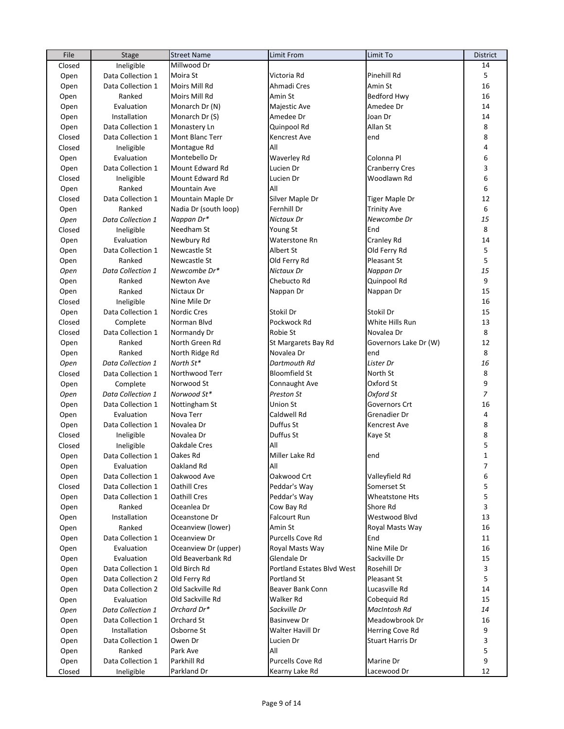| File | Stage | Street Name | Limit From | Limit To | District |
|---|---|---|---|---|---|
| Closed | Ineligible | Millwood Dr | | | 14 |
| Open | Data Collection 1 | Moira St | Victoria Rd | Pinehill Rd | 5 |
| Open | Data Collection 1 | Moirs Mill Rd | Ahmadi Cres | Amin St | 16 |
| Open | Ranked | Moirs Mill Rd | Amin St | Bedford Hwy | 16 |
| Open | Evaluation | Monarch Dr (N) | Majestic Ave | Amedee Dr | 14 |
| Open | Installation | Monarch Dr (S) | Amedee Dr | Joan Dr | 14 |
| Open | Data Collection 1 | Monastery Ln | Quinpool Rd | Allan St | 8 |
| Closed | Data Collection 1 | Mont Blanc Terr | Kencrest Ave | end | 8 |
| Closed | Ineligible | Montague Rd | All | | 4 |
| Open | Evaluation | Montebello Dr | Waverley Rd | Colonna Pl | 6 |
| Open | Data Collection 1 | Mount Edward Rd | Lucien Dr | Cranberry Cres | 3 |
| Closed | Ineligible | Mount Edward Rd | Lucien Dr | Woodlawn Rd | 6 |
| Open | Ranked | Mountain Ave | All | | 6 |
| Closed | Data Collection 1 | Mountain Maple Dr | Silver Maple Dr | Tiger Maple Dr | 12 |
| Open | Ranked | Nadia Dr (south loop) | Fernhill Dr | Trinity Ave | 6 |
| *Open* | *Data Collection 1* | *Nappan Dr** | *Nictaux Dr* | *Newcombe Dr* | *15* |
| Closed | Ineligible | Needham St | Young St | End | 8 |
| Open | Evaluation | Newbury Rd | Waterstone Rn | Cranley Rd | 14 |
| Open | Data Collection 1 | Newcastle St | Albert St | Old Ferry Rd | 5 |
| Open | Ranked | Newcastle St | Old Ferry Rd | Pleasant St | 5 |
| *Open* | *Data Collection 1* | *Newcombe Dr** | *Nictaux Dr* | *Nappan Dr* | *15* |
| Open | Ranked | Newton Ave | Chebucto Rd | Quinpool Rd | 9 |
| Open | Ranked | Nictaux Dr | Nappan Dr | Nappan Dr | 15 |
| Closed | Ineligible | Nine Mile Dr | | | 16 |
| Open | Data Collection 1 | Nordic Cres | Stokil Dr | Stokil Dr | 15 |
| Closed | Complete | Norman Blvd | Pockwock Rd | White Hills Run | 13 |
| Closed | Data Collection 1 | Normandy Dr | Robie St | Novalea Dr | 8 |
| Open | Ranked | North Green Rd | St Margarets Bay Rd | Governors Lake Dr (W) | 12 |
| Open | Ranked | North Ridge Rd | Novalea Dr | end | 8 |
| *Open* | *Data Collection 1* | *North St** | *Dartmouth Rd* | *Lister Dr* | *16* |
| Closed | Data Collection 1 | Northwood Terr | Bloomfield St | North St | 8 |
| Open | Complete | Norwood St | Connaught Ave | Oxford St | 9 |
| *Open* | *Data Collection 1* | *Norwood St** | *Preston St* | *Oxford St* | *7* |
| Open | Data Collection 1 | Nottingham St | Union St | Governors Crt | 16 |
| Open | Evaluation | Nova Terr | Caldwell Rd | Grenadier Dr | 4 |
| Open | Data Collection 1 | Novalea Dr | Duffus St | Kencrest Ave | 8 |
| Closed | Ineligible | Novalea Dr | Duffus St | Kaye St | 8 |
| Closed | Ineligible | Oakdale Cres | All | | 5 |
| Open | Data Collection 1 | Oakes Rd | Miller Lake Rd | end | 1 |
| Open | Evaluation | Oakland Rd | All | | 7 |
| Open | Data Collection 1 | Oakwood Ave | Oakwood Crt | Valleyfield Rd | 6 |
| Closed | Data Collection 1 | Oathill Cres | Peddar's Way | Somerset St | 5 |
| Open | Data Collection 1 | Oathill Cres | Peddar's Way | Wheatstone Hts | 5 |
| Open | Ranked | Oceanlea Dr | Cow Bay Rd | Shore Rd | 3 |
| Open | Installation | Oceanstone Dr | Falcourt Run | Westwood Blvd | 13 |
| Open | Ranked | Oceanview (lower) | Amin St | Royal Masts Way | 16 |
| Open | Data Collection 1 | Oceanview Dr | Purcells Cove Rd | End | 11 |
| Open | Evaluation | Oceanview Dr (upper) | Royal Masts Way | Nine Mile Dr | 16 |
| Open | Evaluation | Old Beaverbank Rd | Glendale Dr | Sackville Dr | 15 |
| Open | Data Collection 1 | Old Birch Rd | Portland Estates Blvd West | Rosehill Dr | 3 |
| Open | Data Collection 2 | Old Ferry Rd | Portland St | Pleasant St | 5 |
| Open | Data Collection 2 | Old Sackville Rd | Beaver Bank Conn | Lucasville Rd | 14 |
| Open | Evaluation | Old Sackville Rd | Walker Rd | Cobequid Rd | 15 |
| *Open* | *Data Collection 1* | *Orchard Dr** | *Sackville Dr* | *MacIntosh Rd* | *14* |
| Open | Data Collection 1 | Orchard St | Basinvew Dr | Meadowbrook Dr | 16 |
| Open | Installation | Osborne St | Walter Havill Dr | Herring Cove Rd | 9 |
| Open | Data Collection 1 | Owen Dr | Lucien Dr | Stuart Harris Dr | 3 |
| Open | Ranked | Park Ave | All | | 5 |
| Open | Data Collection 1 | Parkhill Rd | Purcells Cove Rd | Marine Dr | 9 |
| Closed | Ineligible | Parkland Dr | Kearny Lake Rd | Lacewood Dr | 12 |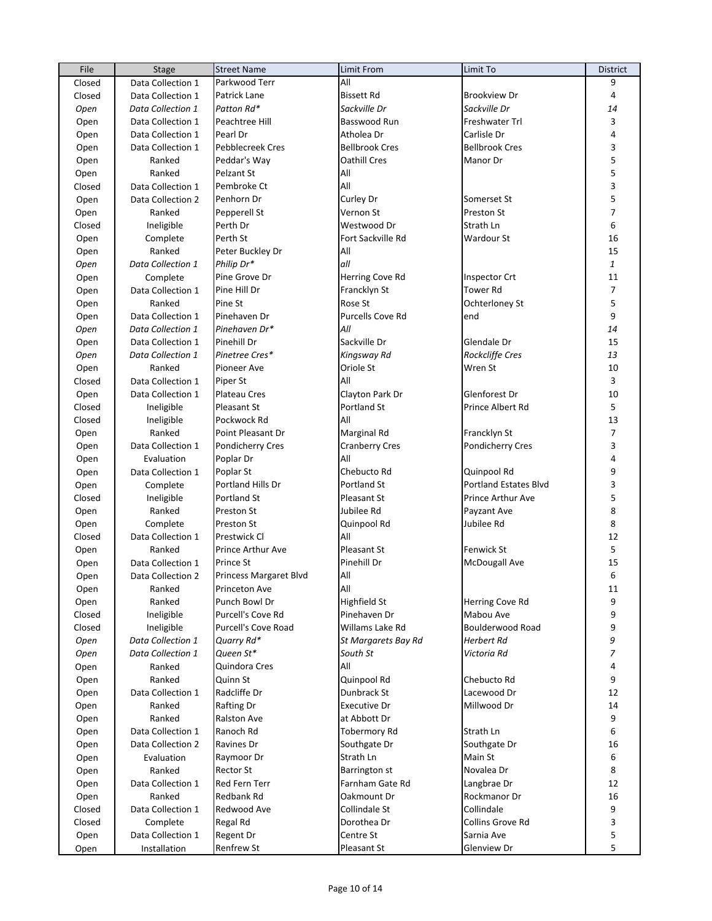| File | Stage | Street Name | Limit From | Limit To | District |
|---|---|---|---|---|---|
| Closed | Data Collection 1 | Parkwood Terr | All | | 9 |
| Closed | Data Collection 1 | Patrick Lane | Bissett Rd | Brookview Dr | 4 |
| *Open* | *Data Collection 1* | *Patton Rd** | *Sackville Dr* | *Sackville Dr* | *14* |
| Open | Data Collection 1 | Peachtree Hill | Basswood Run | Freshwater Trl | 3 |
| Open | Data Collection 1 | Pearl Dr | Atholea Dr | Carlisle Dr | 4 |
| Open | Data Collection 1 | Pebblecreek Cres | Bellbrook Cres | Bellbrook Cres | 3 |
| Open | Ranked | Peddar's Way | Oathill Cres | Manor Dr | 5 |
| Open | Ranked | Pelzant St | All | | 5 |
| Closed | Data Collection 1 | Pembroke Ct | All | | 3 |
| Open | Data Collection 2 | Penhorn Dr | Curley Dr | Somerset St | 5 |
| Open | Ranked | Pepperell St | Vernon St | Preston St | 7 |
| Closed | Ineligible | Perth Dr | Westwood Dr | Strath Ln | 6 |
| Open | Complete | Perth St | Fort Sackville Rd | Wardour St | 16 |
| Open | Ranked | Peter Buckley Dr | All | | 15 |
| *Open* | *Data Collection 1* | *Philip Dr** | *all* | | *1* |
| Open | Complete | Pine Grove Dr | Herring Cove Rd | Inspector Crt | 11 |
| Open | Data Collection 1 | Pine Hill Dr | Francklyn St | Tower Rd | 7 |
| Open | Ranked | Pine St | Rose St | Ochterloney St | 5 |
| Open | Data Collection 1 | Pinehaven Dr | Purcells Cove Rd | end | 9 |
| *Open* | *Data Collection 1* | *Pinehaven Dr** | *All* | | *14* |
| Open | Data Collection 1 | Pinehill Dr | Sackville Dr | Glendale Dr | 15 |
| *Open* | *Data Collection 1* | *Pinetree Cres** | *Kingsway Rd* | *Rockcliffe Cres* | *13* |
| Open | Ranked | Pioneer Ave | Oriole St | Wren St | 10 |
| Closed | Data Collection 1 | Piper St | All | | 3 |
| Open | Data Collection 1 | Plateau Cres | Clayton Park Dr | Glenforest Dr | 10 |
| Closed | Ineligible | Pleasant St | Portland St | Prince Albert Rd | 5 |
| Closed | Ineligible | Pockwock Rd | All | | 13 |
| Open | Ranked | Point Pleasant Dr | Marginal Rd | Francklyn St | 7 |
| Open | Data Collection 1 | Pondicherry Cres | Cranberry Cres | Pondicherry Cres | 3 |
| Open | Evaluation | Poplar Dr | All | | 4 |
| Open | Data Collection 1 | Poplar St | Chebucto Rd | Quinpool Rd | 9 |
| Open | Complete | Portland Hills Dr | Portland St | Portland Estates Blvd | 3 |
| Closed | Ineligible | Portland St | Pleasant St | Prince Arthur Ave | 5 |
| Open | Ranked | Preston St | Jubilee Rd | Payzant Ave | 8 |
| Open | Complete | Preston St | Quinpool Rd | Jubilee Rd | 8 |
| Closed | Data Collection 1 | Prestwick Cl | All | | 12 |
| Open | Ranked | Prince Arthur Ave | Pleasant St | Fenwick St | 5 |
| Open | Data Collection 1 | Prince St | Pinehill Dr | McDougall Ave | 15 |
| Open | Data Collection 2 | Princess Margaret Blvd | All | | 6 |
| Open | Ranked | Princeton Ave | All | | 11 |
| Open | Ranked | Punch Bowl Dr | Highfield St | Herring Cove Rd | 9 |
| Closed | Ineligible | Purcell's Cove Rd | Pinehaven Dr | Mabou Ave | 9 |
| Closed | Ineligible | Purcell's Cove Road | Willams Lake Rd | Boulderwood Road | 9 |
| *Open* | *Data Collection 1* | *Quarry Rd** | *St Margarets Bay Rd* | *Herbert Rd* | *9* |
| *Open* | *Data Collection 1* | *Queen St** | *South St* | *Victoria Rd* | *7* |
| Open | Ranked | Quindora Cres | All | | 4 |
| Open | Ranked | Quinn St | Quinpool Rd | Chebucto Rd | 9 |
| Open | Data Collection 1 | Radcliffe Dr | Dunbrack St | Lacewood Dr | 12 |
| Open | Ranked | Rafting Dr | Executive Dr | Millwood Dr | 14 |
| Open | Ranked | Ralston Ave | at Abbott Dr | | 9 |
| Open | Data Collection 1 | Ranoch Rd | Tobermory Rd | Strath Ln | 6 |
| Open | Data Collection 2 | Ravines Dr | Southgate Dr | Southgate Dr | 16 |
| Open | Evaluation | Raymoor Dr | Strath Ln | Main St | 6 |
| Open | Ranked | Rector St | Barrington st | Novalea Dr | 8 |
| Open | Data Collection 1 | Red Fern Terr | Farnham Gate Rd | Langbrae Dr | 12 |
| Open | Ranked | Redbank Rd | Oakmount Dr | Rockmanor Dr | 16 |
| Closed | Data Collection 1 | Redwood Ave | Collindale St | Collindale | 9 |
| Closed | Complete | Regal Rd | Dorothea Dr | Collins Grove Rd | 3 |
| Open | Data Collection 1 | Regent Dr | Centre St | Sarnia Ave | 5 |
| Open | Installation | Renfrew St | Pleasant St | Glenview Dr | 5 |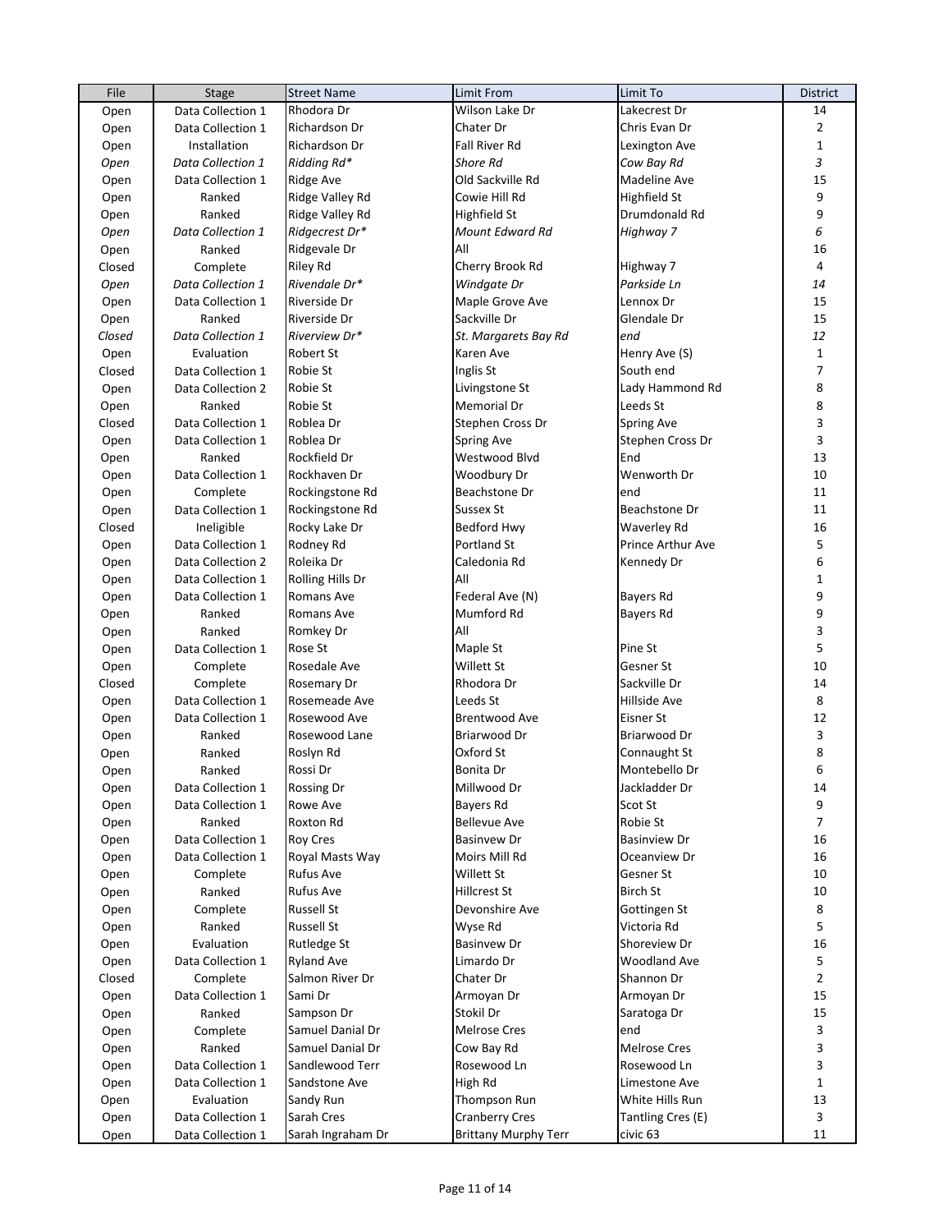| File | Stage | Street Name | Limit From | Limit To | District |
|---|---|---|---|---|---|
| Open | Data Collection 1 | Rhodora Dr | Wilson Lake Dr | Lakecrest Dr | 14 |
| Open | Data Collection 1 | Richardson Dr | Chater Dr | Chris Evan Dr | 2 |
| Open | Installation | Richardson Dr | Fall River Rd | Lexington Ave | 1 |
| *Open* | *Data Collection 1* | *Ridding Rd** | *Shore Rd* | *Cow Bay Rd* | *3* |
| Open | Data Collection 1 | Ridge Ave | Old Sackville Rd | Madeline Ave | 15 |
| Open | Ranked | Ridge Valley Rd | Cowie Hill Rd | Highfield St | 9 |
| Open | Ranked | Ridge Valley Rd | Highfield St | Drumdonald Rd | 9 |
| *Open* | *Data Collection 1* | *Ridgecrest Dr** | *Mount Edward Rd* | *Highway 7* | *6* |
| Open | Ranked | Ridgevale Dr | All | | 16 |
| Closed | Complete | Riley Rd | Cherry Brook Rd | Highway 7 | 4 |
| *Open* | *Data Collection 1* | *Rivendale Dr** | *Windgate Dr* | *Parkside Ln* | *14* |
| Open | Data Collection 1 | Riverside Dr | Maple Grove Ave | Lennox Dr | 15 |
| Open | Ranked | Riverside Dr | Sackville Dr | Glendale Dr | 15 |
| *Closed* | *Data Collection 1* | *Riverview Dr** | *St. Margarets Bay Rd* | *end* | *12* |
| Open | Evaluation | Robert St | Karen Ave | Henry Ave (S) | 1 |
| Closed | Data Collection 1 | Robie St | Inglis St | South end | 7 |
| Open | Data Collection 2 | Robie St | Livingstone St | Lady Hammond Rd | 8 |
| Open | Ranked | Robie St | Memorial Dr | Leeds St | 8 |
| Closed | Data Collection 1 | Roblea Dr | Stephen Cross Dr | Spring Ave | 3 |
| Open | Data Collection 1 | Roblea Dr | Spring Ave | Stephen Cross Dr | 3 |
| Open | Ranked | Rockfield Dr | Westwood Blvd | End | 13 |
| Open | Data Collection 1 | Rockhaven Dr | Woodbury Dr | Wenworth Dr | 10 |
| Open | Complete | Rockingstone Rd | Beachstone Dr | end | 11 |
| Open | Data Collection 1 | Rockingstone Rd | Sussex St | Beachstone Dr | 11 |
| Closed | Ineligible | Rocky Lake Dr | Bedford Hwy | Waverley Rd | 16 |
| Open | Data Collection 1 | Rodney Rd | Portland St | Prince Arthur Ave | 5 |
| Open | Data Collection 2 | Roleika Dr | Caledonia Rd | Kennedy Dr | 6 |
| Open | Data Collection 1 | Rolling Hills Dr | All | | 1 |
| Open | Data Collection 1 | Romans Ave | Federal Ave (N) | Bayers Rd | 9 |
| Open | Ranked | Romans Ave | Mumford Rd | Bayers Rd | 9 |
| Open | Ranked | Romkey Dr | All | | 3 |
| Open | Data Collection 1 | Rose St | Maple St | Pine St | 5 |
| Open | Complete | Rosedale Ave | Willett St | Gesner St | 10 |
| Closed | Complete | Rosemary Dr | Rhodora Dr | Sackville Dr | 14 |
| Open | Data Collection 1 | Rosemeade Ave | Leeds St | Hillside Ave | 8 |
| Open | Data Collection 1 | Rosewood Ave | Brentwood Ave | Eisner St | 12 |
| Open | Ranked | Rosewood Lane | Briarwood Dr | Briarwood Dr | 3 |
| Open | Ranked | Roslyn Rd | Oxford St | Connaught St | 8 |
| Open | Ranked | Rossi Dr | Bonita Dr | Montebello Dr | 6 |
| Open | Data Collection 1 | Rossing Dr | Millwood Dr | Jackladder Dr | 14 |
| Open | Data Collection 1 | Rowe Ave | Bayers Rd | Scot St | 9 |
| Open | Ranked | Roxton Rd | Bellevue Ave | Robie St | 7 |
| Open | Data Collection 1 | Roy Cres | Basinvew Dr | Basinview Dr | 16 |
| Open | Data Collection 1 | Royal Masts Way | Moirs Mill Rd | Oceanview Dr | 16 |
| Open | Complete | Rufus Ave | Willett St | Gesner St | 10 |
| Open | Ranked | Rufus Ave | Hillcrest St | Birch St | 10 |
| Open | Complete | Russell St | Devonshire Ave | Gottingen St | 8 |
| Open | Ranked | Russell St | Wyse Rd | Victoria Rd | 5 |
| Open | Evaluation | Rutledge St | Basinvew Dr | Shoreview Dr | 16 |
| Open | Data Collection 1 | Ryland Ave | Limardo Dr | Woodland Ave | 5 |
| Closed | Complete | Salmon River Dr | Chater Dr | Shannon Dr | 2 |
| Open | Data Collection 1 | Sami Dr | Armoyan Dr | Armoyan Dr | 15 |
| Open | Ranked | Sampson Dr | Stokil Dr | Saratoga Dr | 15 |
| Open | Complete | Samuel Danial Dr | Melrose Cres | end | 3 |
| Open | Ranked | Samuel Danial Dr | Cow Bay Rd | Melrose Cres | 3 |
| Open | Data Collection 1 | Sandlewood Terr | Rosewood Ln | Rosewood Ln | 3 |
| Open | Data Collection 1 | Sandstone Ave | High Rd | Limestone Ave | 1 |
| Open | Evaluation | Sandy Run | Thompson Run | White Hills Run | 13 |
| Open | Data Collection 1 | Sarah Cres | Cranberry Cres | Tantling Cres (E) | 3 |
| Open | Data Collection 1 | Sarah Ingraham Dr | Brittany Murphy Terr | civic 63 | 11 |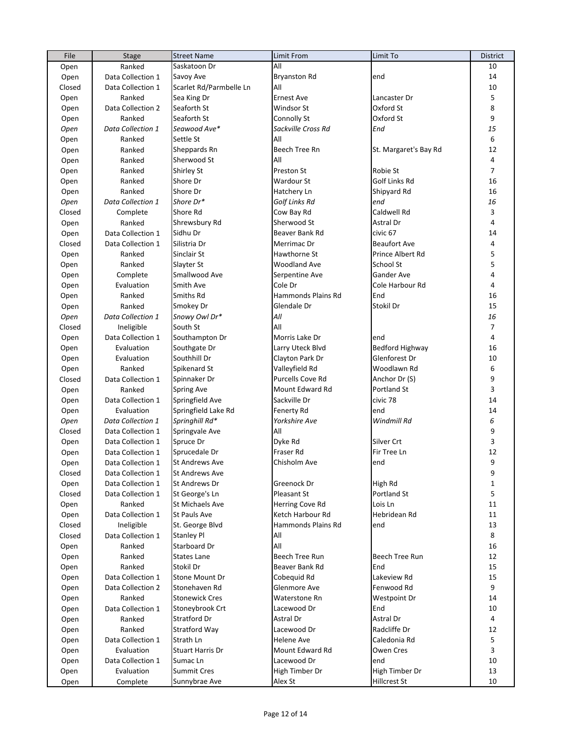| File | Stage | Street Name | Limit From | Limit To | District |
|---|---|---|---|---|---|
| Open | Ranked | Saskatoon Dr | All | | 10 |
| Open | Data Collection 1 | Savoy Ave | Bryanston Rd | end | 14 |
| Closed | Data Collection 1 | Scarlet Rd/Parmbelle Ln | All | | 10 |
| Open | Ranked | Sea King Dr | Ernest Ave | Lancaster Dr | 5 |
| Open | Data Collection 2 | Seaforth St | Windsor St | Oxford St | 8 |
| Open | Ranked | Seaforth St | Connolly St | Oxford St | 9 |
| *Open* | *Data Collection 1* | *Seawood Ave** | *Sackville Cross Rd* | *End* | *15* |
| Open | Ranked | Settle St | All | | 6 |
| Open | Ranked | Sheppards Rn | Beech Tree Rn | St. Margaret's Bay Rd | 12 |
| Open | Ranked | Sherwood St | All | | 4 |
| Open | Ranked | Shirley St | Preston St | Robie St | 7 |
| Open | Ranked | Shore Dr | Wardour St | Golf Links Rd | 16 |
| Open | Ranked | Shore Dr | Hatchery Ln | Shipyard Rd | 16 |
| *Open* | *Data Collection 1* | *Shore Dr** | *Golf Links Rd* | *end* | *16* |
| Closed | Complete | Shore Rd | Cow Bay Rd | Caldwell Rd | 3 |
| Open | Ranked | Shrewsbury Rd | Sherwood St | Astral Dr | 4 |
| Open | Data Collection 1 | Sidhu Dr | Beaver Bank Rd | civic 67 | 14 |
| Closed | Data Collection 1 | Silistria Dr | Merrimac Dr | Beaufort Ave | 4 |
| Open | Ranked | Sinclair St | Hawthorne St | Prince Albert Rd | 5 |
| Open | Ranked | Slayter St | Woodland Ave | School St | 5 |
| Open | Complete | Smallwood Ave | Serpentine Ave | Gander Ave | 4 |
| Open | Evaluation | Smith Ave | Cole Dr | Cole Harbour Rd | 4 |
| Open | Ranked | Smiths Rd | Hammonds Plains Rd | End | 16 |
| Open | Ranked | Smokey Dr | Glendale Dr | Stokil Dr | 15 |
| *Open* | *Data Collection 1* | *Snowy Owl Dr** | *All* | | *16* |
| Closed | Ineligible | South St | All | | 7 |
| Open | Data Collection 1 | Southampton Dr | Morris Lake Dr | end | 4 |
| Open | Evaluation | Southgate Dr | Larry Uteck Blvd | Bedford Highway | 16 |
| Open | Evaluation | Southhill Dr | Clayton Park Dr | Glenforest Dr | 10 |
| Open | Ranked | Spikenard St | Valleyfield Rd | Woodlawn Rd | 6 |
| Closed | Data Collection 1 | Spinnaker Dr | Purcells Cove Rd | Anchor Dr (S) | 9 |
| Open | Ranked | Spring Ave | Mount Edward Rd | Portland St | 3 |
| Open | Data Collection 1 | Springfield Ave | Sackville Dr | civic 78 | 14 |
| Open | Evaluation | Springfield Lake Rd | Fenerty Rd | end | 14 |
| *Open* | *Data Collection 1* | *Springhill Rd** | *Yorkshire Ave* | *Windmill Rd* | *6* |
| Closed | Data Collection 1 | Springvale Ave | All | | 9 |
| Open | Data Collection 1 | Spruce Dr | Dyke Rd | Silver Crt | 3 |
| Open | Data Collection 1 | Sprucedale Dr | Fraser Rd | Fir Tree Ln | 12 |
| Open | Data Collection 1 | St Andrews Ave | Chisholm Ave | end | 9 |
| Closed | Data Collection 1 | St Andrews Ave | | | 9 |
| Open | Data Collection 1 | St Andrews Dr | Greenock Dr | High Rd | 1 |
| Closed | Data Collection 1 | St George's Ln | Pleasant St | Portland St | 5 |
| Open | Ranked | St Michaels Ave | Herring Cove Rd | Lois Ln | 11 |
| Open | Data Collection 1 | St Pauls Ave | Ketch Harbour Rd | Hebridean Rd | 11 |
| Closed | Ineligible | St. George Blvd | Hammonds Plains Rd | end | 13 |
| Closed | Data Collection 1 | Stanley Pl | All | | 8 |
| Open | Ranked | Starboard Dr | All | | 16 |
| Open | Ranked | States Lane | Beech Tree Run | Beech Tree Run | 12 |
| Open | Ranked | Stokil Dr | Beaver Bank Rd | End | 15 |
| Open | Data Collection 1 | Stone Mount Dr | Cobequid Rd | Lakeview Rd | 15 |
| Open | Data Collection 2 | Stonehaven Rd | Glenmore Ave | Fenwood Rd | 9 |
| Open | Ranked | Stonewick Cres | Waterstone Rn | Westpoint Dr | 14 |
| Open | Data Collection 1 | Stoneybrook Crt | Lacewood Dr | End | 10 |
| Open | Ranked | Stratford Dr | Astral Dr | Astral Dr | 4 |
| Open | Ranked | Stratford Way | Lacewood Dr | Radcliffe Dr | 12 |
| Open | Data Collection 1 | Strath Ln | Helene Ave | Caledonia Rd | 5 |
| Open | Evaluation | Stuart Harris Dr | Mount Edward Rd | Owen Cres | 3 |
| Open | Data Collection 1 | Sumac Ln | Lacewood Dr | end | 10 |
| Open | Evaluation | Summit Cres | High Timber Dr | High Timber Dr | 13 |
| Open | Complete | Sunnybrae Ave | Alex St | Hillcrest St | 10 |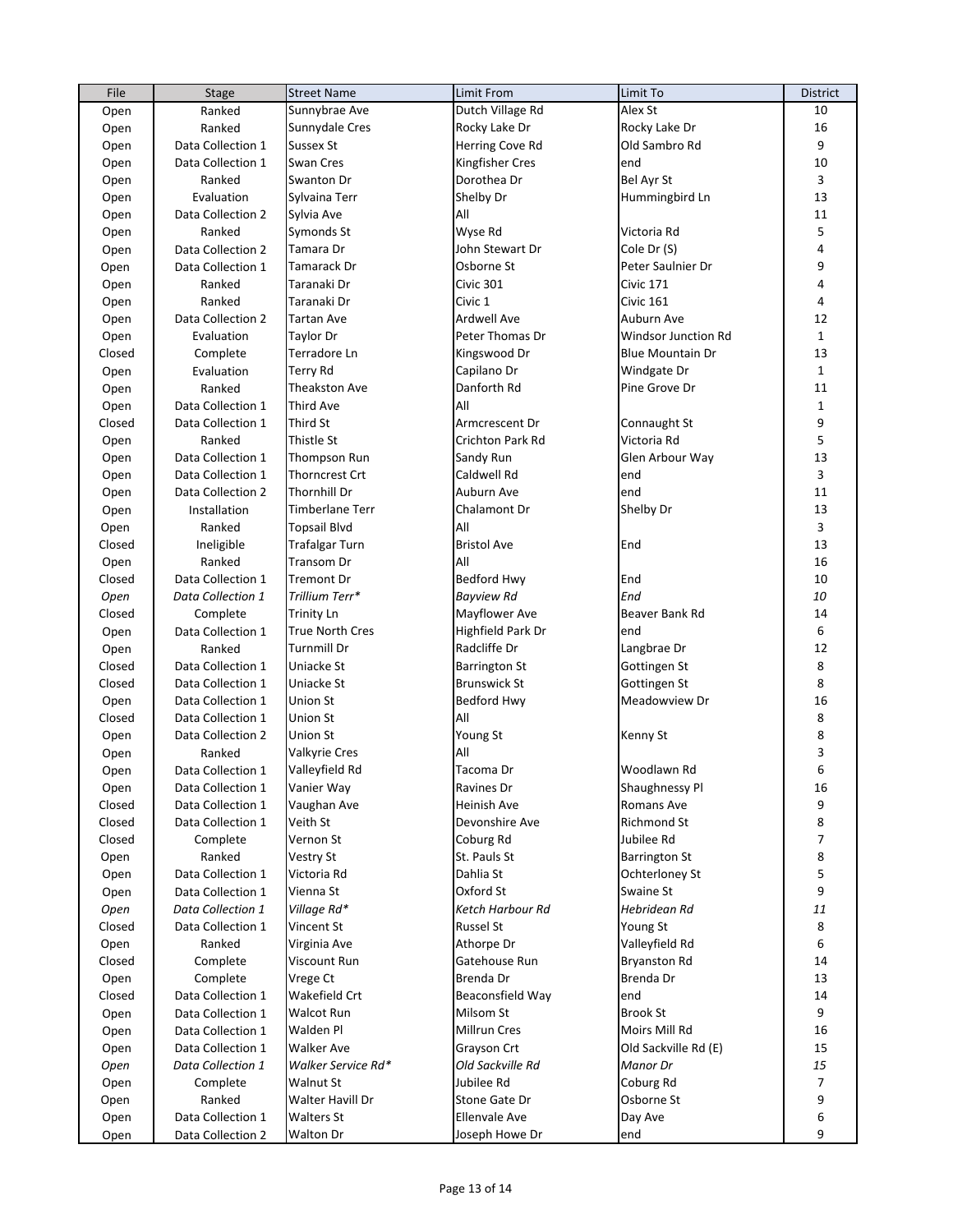| File | Stage | Street Name | Limit From | Limit To | District |
|---|---|---|---|---|---|
| Open | Ranked | Sunnybrae Ave | Dutch Village Rd | Alex St | 10 |
| Open | Ranked | Sunnydale Cres | Rocky Lake Dr | Rocky Lake Dr | 16 |
| Open | Data Collection 1 | Sussex St | Herring Cove Rd | Old Sambro Rd | 9 |
| Open | Data Collection 1 | Swan Cres | Kingfisher Cres | end | 10 |
| Open | Ranked | Swanton Dr | Dorothea Dr | Bel Ayr St | 3 |
| Open | Evaluation | Sylvaina Terr | Shelby Dr | Hummingbird Ln | 13 |
| Open | Data Collection 2 | Sylvia Ave | All | | 11 |
| Open | Ranked | Symonds St | Wyse Rd | Victoria Rd | 5 |
| Open | Data Collection 2 | Tamara Dr | John Stewart Dr | Cole Dr (S) | 4 |
| Open | Data Collection 1 | Tamarack Dr | Osborne St | Peter Saulnier Dr | 9 |
| Open | Ranked | Taranaki Dr | Civic 301 | Civic 171 | 4 |
| Open | Ranked | Taranaki Dr | Civic 1 | Civic 161 | 4 |
| Open | Data Collection 2 | Tartan Ave | Ardwell Ave | Auburn Ave | 12 |
| Open | Evaluation | Taylor Dr | Peter Thomas Dr | Windsor Junction Rd | 1 |
| Closed | Complete | Terradore Ln | Kingswood Dr | Blue Mountain Dr | 13 |
| Open | Evaluation | Terry Rd | Capilano Dr | Windgate Dr | 1 |
| Open | Ranked | Theakston Ave | Danforth Rd | Pine Grove Dr | 11 |
| Open | Data Collection 1 | Third Ave | All | | 1 |
| Closed | Data Collection 1 | Third St | Armcrescent Dr | Connaught St | 9 |
| Open | Ranked | Thistle St | Crichton Park Rd | Victoria Rd | 5 |
| Open | Data Collection 1 | Thompson Run | Sandy Run | Glen Arbour Way | 13 |
| Open | Data Collection 1 | Thorncrest Crt | Caldwell Rd | end | 3 |
| Open | Data Collection 2 | Thornhill Dr | Auburn Ave | end | 11 |
| Open | Installation | Timberlane Terr | Chalamont Dr | Shelby Dr | 13 |
| Open | Ranked | Topsail Blvd | All | | 3 |
| Closed | Ineligible | Trafalgar Turn | Bristol Ave | End | 13 |
| Open | Ranked | Transom Dr | All | | 16 |
| Closed | Data Collection 1 | Tremont Dr | Bedford Hwy | End | 10 |
| *Open* | *Data Collection 1* | *Trillium Terr** | *Bayview Rd* | *End* | *10* |
| Closed | Complete | Trinity Ln | Mayflower Ave | Beaver Bank Rd | 14 |
| Open | Data Collection 1 | True North Cres | Highfield Park Dr | end | 6 |
| Open | Ranked | Turnmill Dr | Radcliffe Dr | Langbrae Dr | 12 |
| Closed | Data Collection 1 | Uniacke St | Barrington St | Gottingen St | 8 |
| Closed | Data Collection 1 | Uniacke St | Brunswick St | Gottingen St | 8 |
| Open | Data Collection 1 | Union St | Bedford Hwy | Meadowview Dr | 16 |
| Closed | Data Collection 1 | Union St | All | | 8 |
| Open | Data Collection 2 | Union St | Young St | Kenny St | 8 |
| Open | Ranked | Valkyrie Cres | All | | 3 |
| Open | Data Collection 1 | Valleyfield Rd | Tacoma Dr | Woodlawn Rd | 6 |
| Open | Data Collection 1 | Vanier Way | Ravines Dr | Shaughnessy Pl | 16 |
| Closed | Data Collection 1 | Vaughan Ave | Heinish Ave | Romans Ave | 9 |
| Closed | Data Collection 1 | Veith St | Devonshire Ave | Richmond St | 8 |
| Closed | Complete | Vernon St | Coburg Rd | Jubilee Rd | 7 |
| Open | Ranked | Vestry St | St. Pauls St | Barrington St | 8 |
| Open | Data Collection 1 | Victoria Rd | Dahlia St | Ochterloney St | 5 |
| Open | Data Collection 1 | Vienna St | Oxford St | Swaine St | 9 |
| *Open* | *Data Collection 1* | *Village Rd** | *Ketch Harbour Rd* | *Hebridean Rd* | *11* |
| Closed | Data Collection 1 | Vincent St | Russel St | Young St | 8 |
| Open | Ranked | Virginia Ave | Athorpe Dr | Valleyfield Rd | 6 |
| Closed | Complete | Viscount Run | Gatehouse Run | Bryanston Rd | 14 |
| Open | Complete | Vrege Ct | Brenda Dr | Brenda Dr | 13 |
| Closed | Data Collection 1 | Wakefield Crt | Beaconsfield Way | end | 14 |
| Open | Data Collection 1 | Walcot Run | Milsom St | Brook St | 9 |
| Open | Data Collection 1 | Walden Pl | Millrun Cres | Moirs Mill Rd | 16 |
| Open | Data Collection 1 | Walker Ave | Grayson Crt | Old Sackville Rd (E) | 15 |
| *Open* | *Data Collection 1* | *Walker Service Rd** | *Old Sackville Rd* | *Manor Dr* | *15* |
| Open | Complete | Walnut St | Jubilee Rd | Coburg Rd | 7 |
| Open | Ranked | Walter Havill Dr | Stone Gate Dr | Osborne St | 9 |
| Open | Data Collection 1 | Walters St | Ellenvale Ave | Day Ave | 6 |
| Open | Data Collection 2 | Walton Dr | Joseph Howe Dr | end | 9 |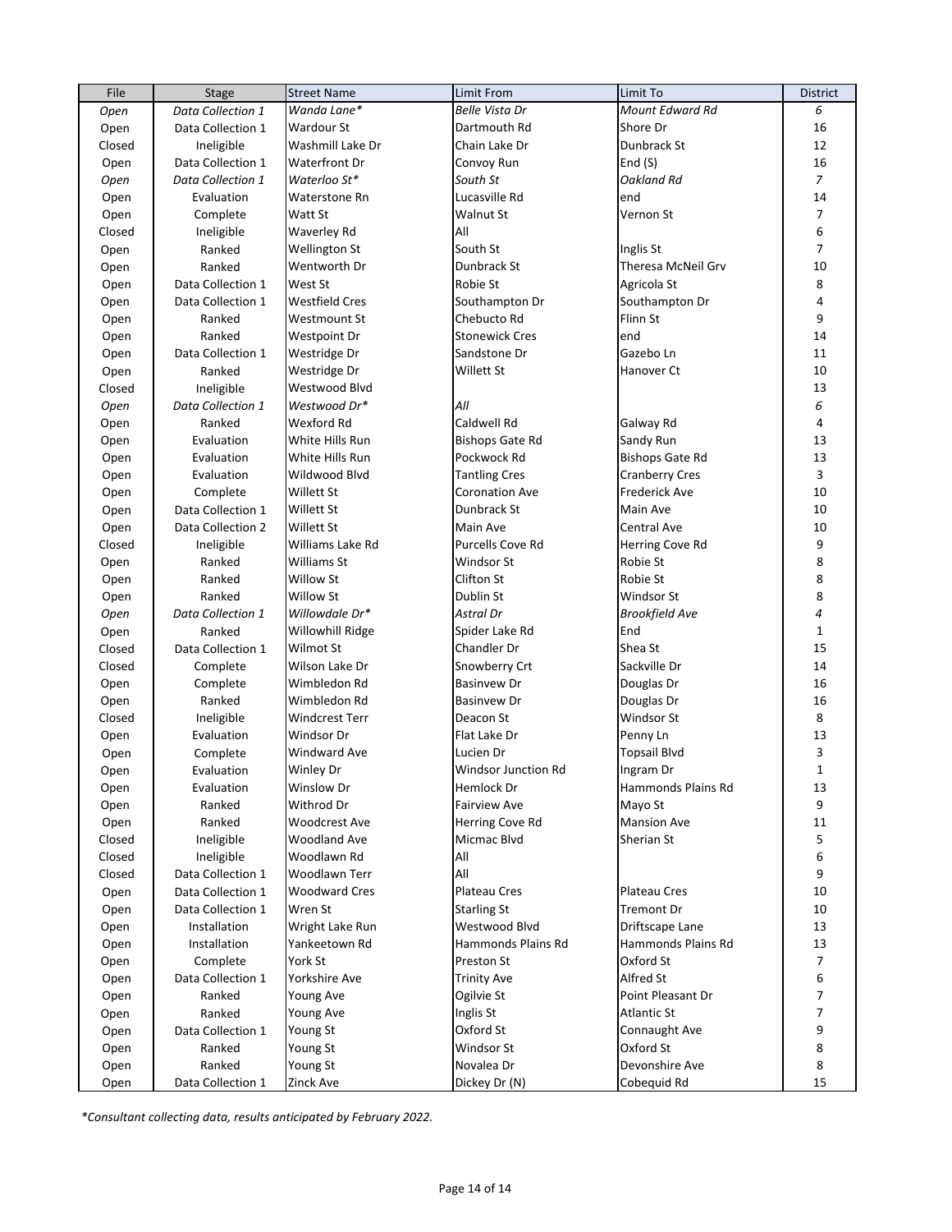| File | Stage | Street Name | Limit From | Limit To | District |
|---|---|---|---|---|---|
| *Open* | *Data Collection 1* | *Wanda Lane** | *Belle Vista Dr* | *Mount Edward Rd* | *6* |
| Open | Data Collection 1 | Wardour St | Dartmouth Rd | Shore Dr | 16 |
| Closed | Ineligible | Washmill Lake Dr | Chain Lake Dr | Dunbrack St | 12 |
| Open | Data Collection 1 | Waterfront Dr | Convoy Run | End (S) | 16 |
| *Open* | *Data Collection 1* | *Waterloo St** | *South St* | *Oakland Rd* | *7* |
| Open | Evaluation | Waterstone Rn | Lucasville Rd | end | 14 |
| Open | Complete | Watt St | Walnut St | Vernon St | 7 |
| Closed | Ineligible | Waverley Rd | All | | 6 |
| Open | Ranked | Wellington St | South St | Inglis St | 7 |
| Open | Ranked | Wentworth Dr | Dunbrack St | Theresa McNeil Grv | 10 |
| Open | Data Collection 1 | West St | Robie St | Agricola St | 8 |
| Open | Data Collection 1 | Westfield Cres | Southampton Dr | Southampton Dr | 4 |
| Open | Ranked | Westmount St | Chebucto Rd | Flinn St | 9 |
| Open | Ranked | Westpoint Dr | Stonewick Cres | end | 14 |
| Open | Data Collection 1 | Westridge Dr | Sandstone Dr | Gazebo Ln | 11 |
| Open | Ranked | Westridge Dr | Willett St | Hanover Ct | 10 |
| Closed | Ineligible | Westwood Blvd | | | 13 |
| *Open* | *Data Collection 1* | *Westwood Dr** | *All* | | *6* |
| Open | Ranked | Wexford Rd | Caldwell Rd | Galway Rd | 4 |
| Open | Evaluation | White Hills Run | Bishops Gate Rd | Sandy Run | 13 |
| Open | Evaluation | White Hills Run | Pockwock Rd | Bishops Gate Rd | 13 |
| Open | Evaluation | Wildwood Blvd | Tantling Cres | Cranberry Cres | 3 |
| Open | Complete | Willett St | Coronation Ave | Frederick Ave | 10 |
| Open | Data Collection 1 | Willett St | Dunbrack St | Main Ave | 10 |
| Open | Data Collection 2 | Willett St | Main Ave | Central Ave | 10 |
| Closed | Ineligible | Williams Lake Rd | Purcells Cove Rd | Herring Cove Rd | 9 |
| Open | Ranked | Williams St | Windsor St | Robie St | 8 |
| Open | Ranked | Willow St | Clifton St | Robie St | 8 |
| Open | Ranked | Willow St | Dublin St | Windsor St | 8 |
| *Open* | *Data Collection 1* | *Willowdale Dr** | *Astral Dr* | *Brookfield Ave* | *4* |
| Open | Ranked | Willowhill Ridge | Spider Lake Rd | End | 1 |
| Closed | Data Collection 1 | Wilmot St | Chandler Dr | Shea St | 15 |
| Closed | Complete | Wilson Lake Dr | Snowberry Crt | Sackville Dr | 14 |
| Open | Complete | Wimbledon Rd | Basinvew Dr | Douglas Dr | 16 |
| Open | Ranked | Wimbledon Rd | Basinvew Dr | Douglas Dr | 16 |
| Closed | Ineligible | Windcrest Terr | Deacon St | Windsor St | 8 |
| Open | Evaluation | Windsor Dr | Flat Lake Dr | Penny Ln | 13 |
| Open | Complete | Windward Ave | Lucien Dr | Topsail Blvd | 3 |
| Open | Evaluation | Winley Dr | Windsor Junction Rd | Ingram Dr | 1 |
| Open | Evaluation | Winslow Dr | Hemlock Dr | Hammonds Plains Rd | 13 |
| Open | Ranked | Withrod Dr | Fairview Ave | Mayo St | 9 |
| Open | Ranked | Woodcrest Ave | Herring Cove Rd | Mansion Ave | 11 |
| Closed | Ineligible | Woodland Ave | Micmac Blvd | Sherian St | 5 |
| Closed | Ineligible | Woodlawn Rd | All | | 6 |
| Closed | Data Collection 1 | Woodlawn Terr | All | | 9 |
| Open | Data Collection 1 | Woodward Cres | Plateau Cres | Plateau Cres | 10 |
| Open | Data Collection 1 | Wren St | Starling St | Tremont Dr | 10 |
| Open | Installation | Wright Lake Run | Westwood Blvd | Driftscape Lane | 13 |
| Open | Installation | Yankeetown Rd | Hammonds Plains Rd | Hammonds Plains Rd | 13 |
| Open | Complete | York St | Preston St | Oxford St | 7 |
| Open | Data Collection 1 | Yorkshire Ave | Trinity Ave | Alfred St | 6 |
| Open | Ranked | Young Ave | Ogilvie St | Point Pleasant Dr | 7 |
| Open | Ranked | Young Ave | Inglis St | Atlantic St | 7 |
| Open | Data Collection 1 | Young St | Oxford St | Connaught Ave | 9 |
| Open | Ranked | Young St | Windsor St | Oxford St | 8 |
| Open | Ranked | Young St | Novalea Dr | Devonshire Ave | 8 |
| Open | Data Collection 1 | Zinck Ave | Dickey Dr (N) | Cobequid Rd | 15 |

**Consultant collecting data, results anticipated by February 2022.*